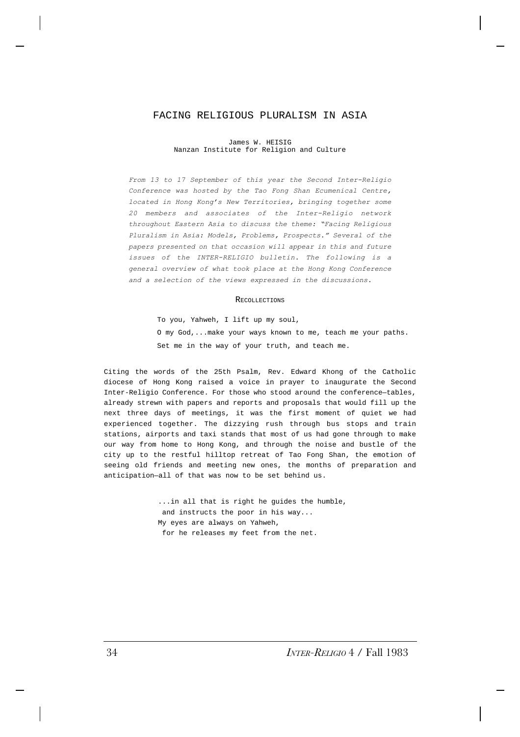# FACING RELIGIOUS PLURALISM IN ASIA

James W. HEISIG
Nanzan Institute for Religion and Culture

*From 13 to 17 September of this year the Second Inter-Religio Conference was hosted by the Tao Fong Shan Ecumenical Centre, located in Hong Kong's New Territories, bringing together some 20 members and associates of the Inter-Religio network throughout Eastern Asia to discuss the theme: "Facing Religious Pluralism in Asia: Models, Problems, Prospects." Several of the papers presented on that occasion will appear in this and future issues of the INTER-RELIGIO bulletin. The following is a general overview of what took place at the Hong Kong Conference and a selection of the views expressed in the discussions.*

## RECOLLECTIONS

> To you, Yahweh, I lift up my soul,
> O my God,...make your ways known to me, teach me your paths.
> Set me in the way of your truth, and teach me.

Citing the words of the 25th Psalm, Rev. Edward Khong of the Catholic diocese of Hong Kong raised a voice in prayer to inaugurate the Second Inter-Religio Conference. For those who stood around the conference—tables, already strewn with papers and reports and proposals that would fill up the next three days of meetings, it was the first moment of quiet we had experienced together. The dizzying rush through bus stops and train stations, airports and taxi stands that most of us had gone through to make our way from home to Hong Kong, and through the noise and bustle of the city up to the restful hilltop retreat of Tao Fong Shan, the emotion of seeing old friends and meeting new ones, the months of preparation and anticipation—all of that was now to be set behind us.

> ...in all that is right he guides the humble,
> and instructs the poor in his way...
> My eyes are always on Yahweh,
> for he releases my feet from the net.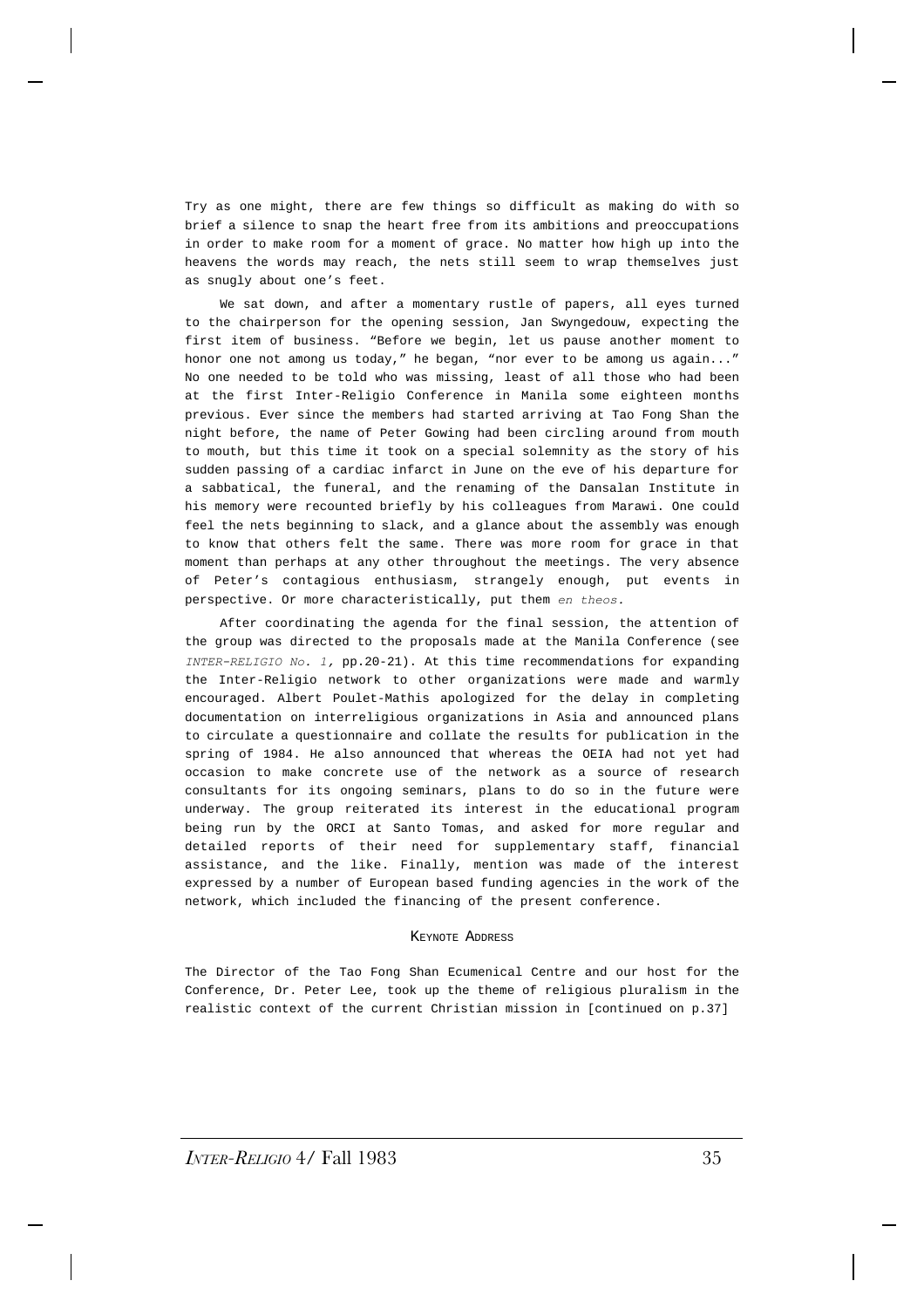Try as one might, there are few things so difficult as making do with so brief a silence to snap the heart free from its ambitions and preoccupations in order to make room for a moment of grace. No matter how high up into the heavens the words may reach, the nets still seem to wrap themselves just as snugly about one's feet.

We sat down, and after a momentary rustle of papers, all eyes turned to the chairperson for the opening session, Jan Swyngedouw, expecting the first item of business. "Before we begin, let us pause another moment to honor one not among us today," he began, "nor ever to be among us again..." No one needed to be told who was missing, least of all those who had been at the first Inter-Religio Conference in Manila some eighteen months previous. Ever since the members had started arriving at Tao Fong Shan the night before, the name of Peter Gowing had been circling around from mouth to mouth, but this time it took on a special solemnity as the story of his sudden passing of a cardiac infarct in June on the eve of his departure for a sabbatical, the funeral, and the renaming of the Dansalan Institute in his memory were recounted briefly by his colleagues from Marawi. One could feel the nets beginning to slack, and a glance about the assembly was enough to know that others felt the same. There was more room for grace in that moment than perhaps at any other throughout the meetings. The very absence of Peter's contagious enthusiasm, strangely enough, put events in perspective. Or more characteristically, put them *en theos*.

After coordinating the agenda for the final session, the attention of the group was directed to the proposals made at the Manila Conference (see *INTER-RELIGIO No. 1,* pp.20-21). At this time recommendations for expanding the Inter-Religio network to other organizations were made and warmly encouraged. Albert Poulet-Mathis apologized for the delay in completing documentation on interreligious organizations in Asia and announced plans to circulate a questionnaire and collate the results for publication in the spring of 1984. He also announced that whereas the OEIA had not yet had occasion to make concrete use of the network as a source of research consultants for its ongoing seminars, plans to do so in the future were underway. The group reiterated its interest in the educational program being run by the ORCI at Santo Tomas, and asked for more regular and detailed reports of their need for supplementary staff, financial assistance, and the like. Finally, mention was made of the interest expressed by a number of European based funding agencies in the work of the network, which included the financing of the present conference.

## Keynote Address

The Director of the Tao Fong Shan Ecumenical Centre and our host for the Conference, Dr. Peter Lee, took up the theme of religious pluralism in the realistic context of the current Christian mission in [continued on p.37]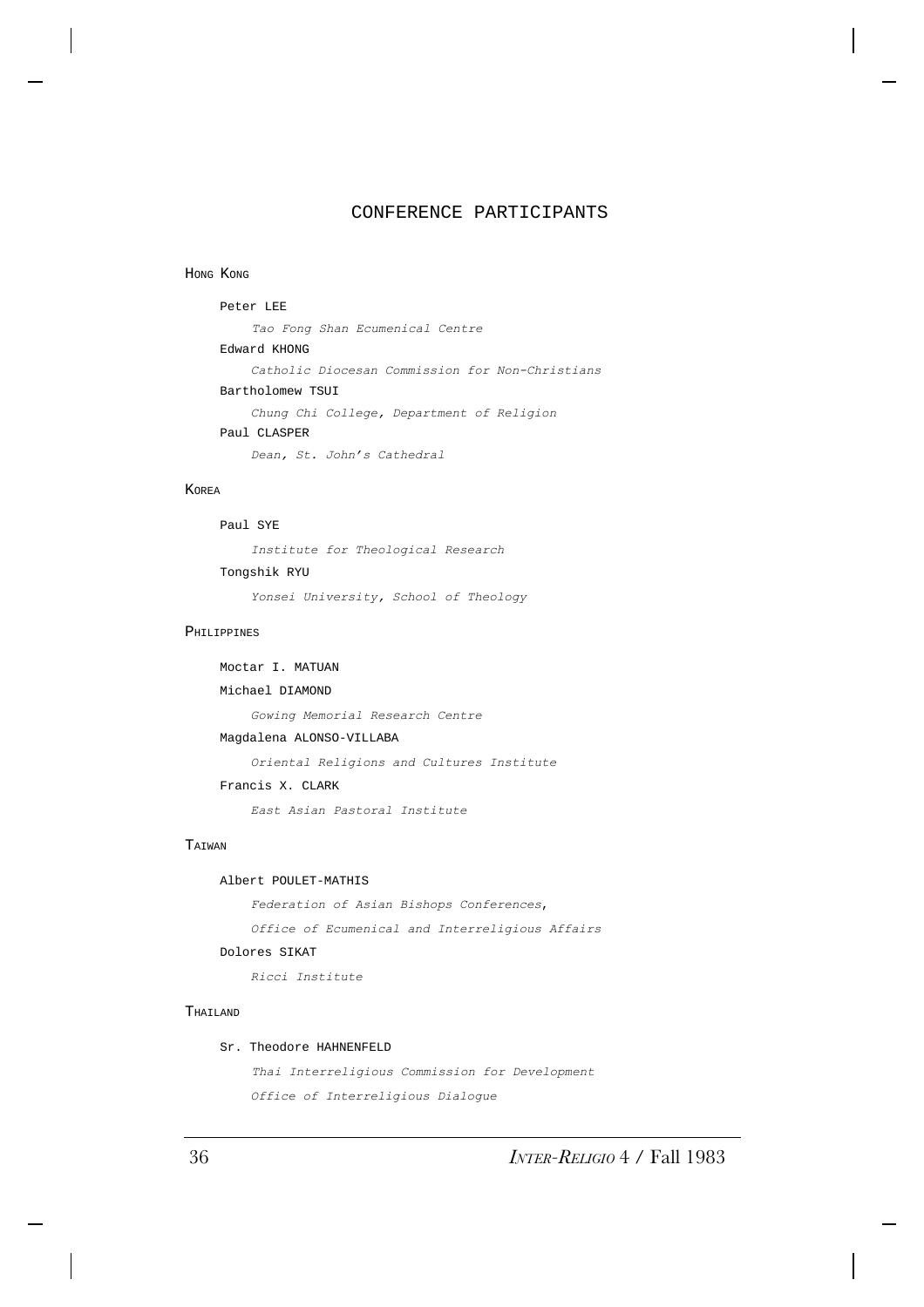# CONFERENCE PARTICIPANTS

## Hong Kong

Peter LEE

*Tao Fong Shan Ecumenical Centre*

Edward KHONG

*Catholic Diocesan Commission for Non-Christians*

Bartholomew TSUI

*Chung Chi College, Department of Religion*

Paul CLASPER

*Dean, St. John's Cathedral*

## Korea

Paul SYE

*Institute for Theological Research*

Tongshik RYU

*Yonsei University, School of Theology*

## Philippines

Moctar I. MATUAN

Michael DIAMOND

*Gowing Memorial Research Centre*

Magdalena ALONSO-VILLABA

*Oriental Religions and Cultures Institute*

Francis X. CLARK

*East Asian Pastoral Institute*

## Taiwan

Albert POULET-MATHIS

*Federation of Asian Bishops Conferences,*

*Office of Ecumenical and Interreligious Affairs*

Dolores SIKAT

*Ricci Institute*

## Thailand

Sr. Theodore HAHNENFELD

*Thai Interreligious Commission for Development*

*Office of Interreligious Dialogue*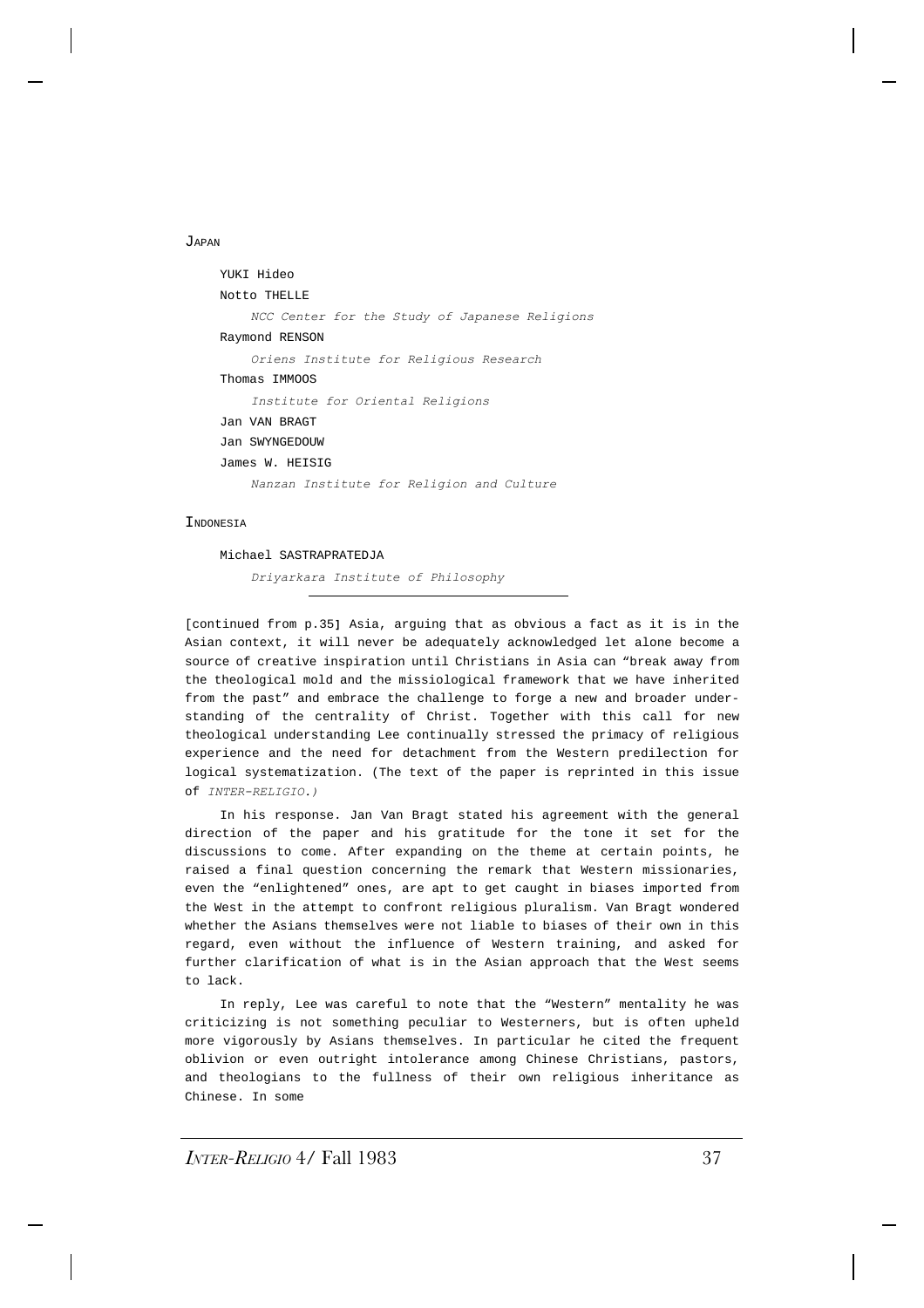JAPAN

YUKI Hideo

Notto THELLE

*NCC Center for the Study of Japanese Religions*

Raymond RENSON

*Oriens Institute for Religious Research*

Thomas IMMOOS

*Institute for Oriental Religions*

Jan VAN BRAGT

Jan SWYNGEDOUW

James W. HEISIG

*Nanzan Institute for Religion and Culture*

INDONESIA

Michael SASTRAPRATEDJA

*Driyarkara Institute of Philosophy*

---

[continued from p.35] Asia, arguing that as obvious a fact as it is in the Asian context, it will never be adequately acknowledged let alone become a source of creative inspiration until Christians in Asia can "break away from the theological mold and the missiological framework that we have inherited from the past" and embrace the challenge to forge a new and broader understanding of the centrality of Christ. Together with this call for new theological understanding Lee continually stressed the primacy of religious experience and the need for detachment from the Western predilection for logical systematization. (The text of the paper is reprinted in this issue of *INTER-RELIGIO.*)

In his response. Jan Van Bragt stated his agreement with the general direction of the paper and his gratitude for the tone it set for the discussions to come. After expanding on the theme at certain points, he raised a final question concerning the remark that Western missionaries, even the "enlightened" ones, are apt to get caught in biases imported from the West in the attempt to confront religious pluralism. Van Bragt wondered whether the Asians themselves were not liable to biases of their own in this regard, even without the influence of Western training, and asked for further clarification of what is in the Asian approach that the West seems to lack.

In reply, Lee was careful to note that the "Western" mentality he was criticizing is not something peculiar to Westerners, but is often upheld more vigorously by Asians themselves. In particular he cited the frequent oblivion or even outright intolerance among Chinese Christians, pastors, and theologians to the fullness of their own religious inheritance as Chinese. In some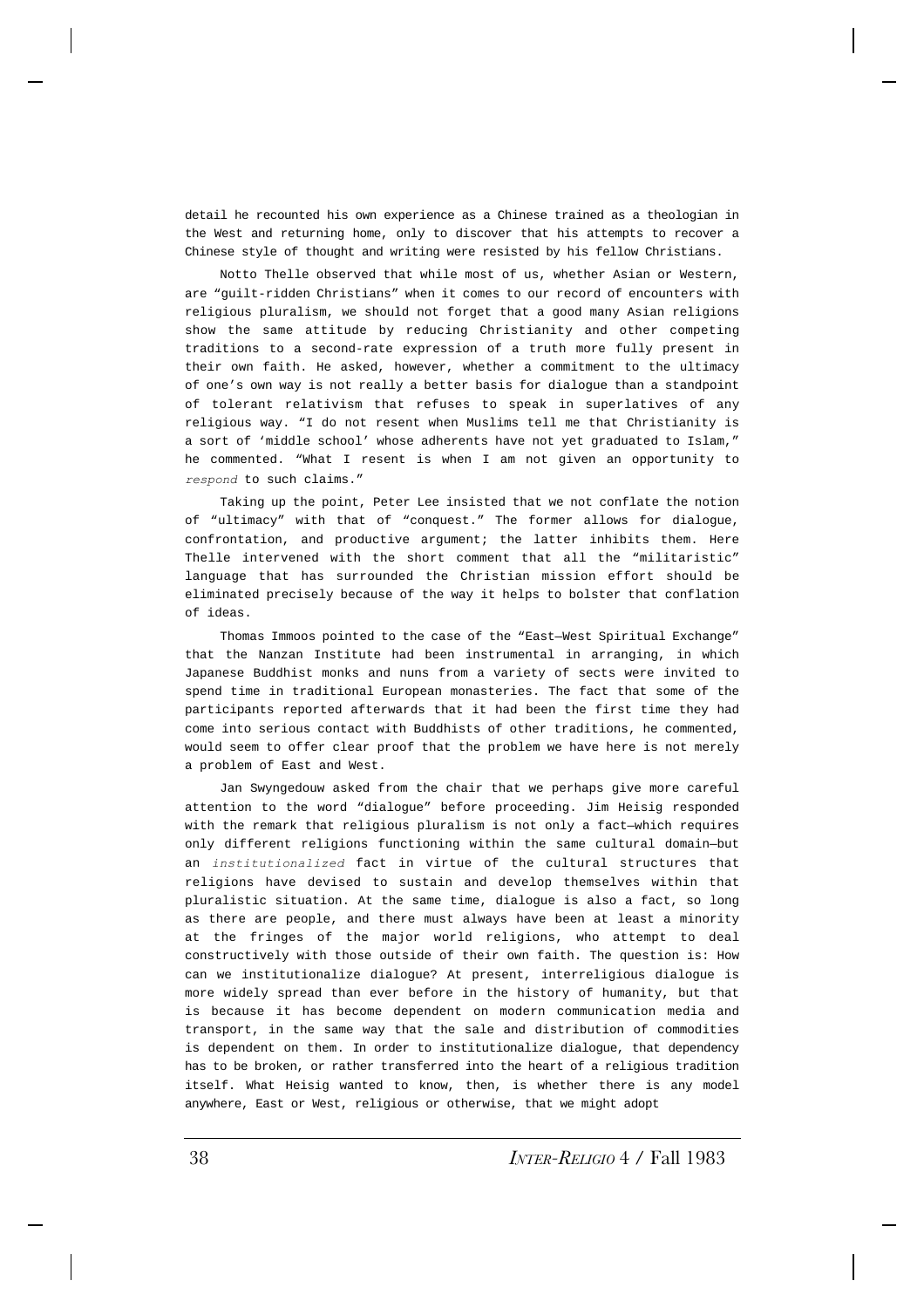detail he recounted his own experience as a Chinese trained as a theologian in the West and returning home, only to discover that his attempts to recover a Chinese style of thought and writing were resisted by his fellow Christians.

Notto Thelle observed that while most of us, whether Asian or Western, are "guilt-ridden Christians" when it comes to our record of encounters with religious pluralism, we should not forget that a good many Asian religions show the same attitude by reducing Christianity and other competing traditions to a second-rate expression of a truth more fully present in their own faith. He asked, however, whether a commitment to the ultimacy of one's own way is not really a better basis for dialogue than a standpoint of tolerant relativism that refuses to speak in superlatives of any religious way. "I do not resent when Muslims tell me that Christianity is a sort of 'middle school' whose adherents have not yet graduated to Islam," he commented. "What I resent is when I am not given an opportunity to *respond* to such claims."

Taking up the point, Peter Lee insisted that we not conflate the notion of "ultimacy" with that of "conquest." The former allows for dialogue, confrontation, and productive argument; the latter inhibits them. Here Thelle intervened with the short comment that all the "militaristic" language that has surrounded the Christian mission effort should be eliminated precisely because of the way it helps to bolster that conflation of ideas.

Thomas Immoos pointed to the case of the "East–West Spiritual Exchange" that the Nanzan Institute had been instrumental in arranging, in which Japanese Buddhist monks and nuns from a variety of sects were invited to spend time in traditional European monasteries. The fact that some of the participants reported afterwards that it had been the first time they had come into serious contact with Buddhists of other traditions, he commented, would seem to offer clear proof that the problem we have here is not merely a problem of East and West.

Jan Swyngedouw asked from the chair that we perhaps give more careful attention to the word "dialogue" before proceeding. Jim Heisig responded with the remark that religious pluralism is not only a fact—which requires only different religions functioning within the same cultural domain—but an *institutionalized* fact in virtue of the cultural structures that religions have devised to sustain and develop themselves within that pluralistic situation. At the same time, dialogue is also a fact, so long as there are people, and there must always have been at least a minority at the fringes of the major world religions, who attempt to deal constructively with those outside of their own faith. The question is: How can we institutionalize dialogue? At present, interreligious dialogue is more widely spread than ever before in the history of humanity, but that is because it has become dependent on modern communication media and transport, in the same way that the sale and distribution of commodities is dependent on them. In order to institutionalize dialogue, that dependency has to be broken, or rather transferred into the heart of a religious tradition itself. What Heisig wanted to know, then, is whether there is any model anywhere, East or West, religious or otherwise, that we might adopt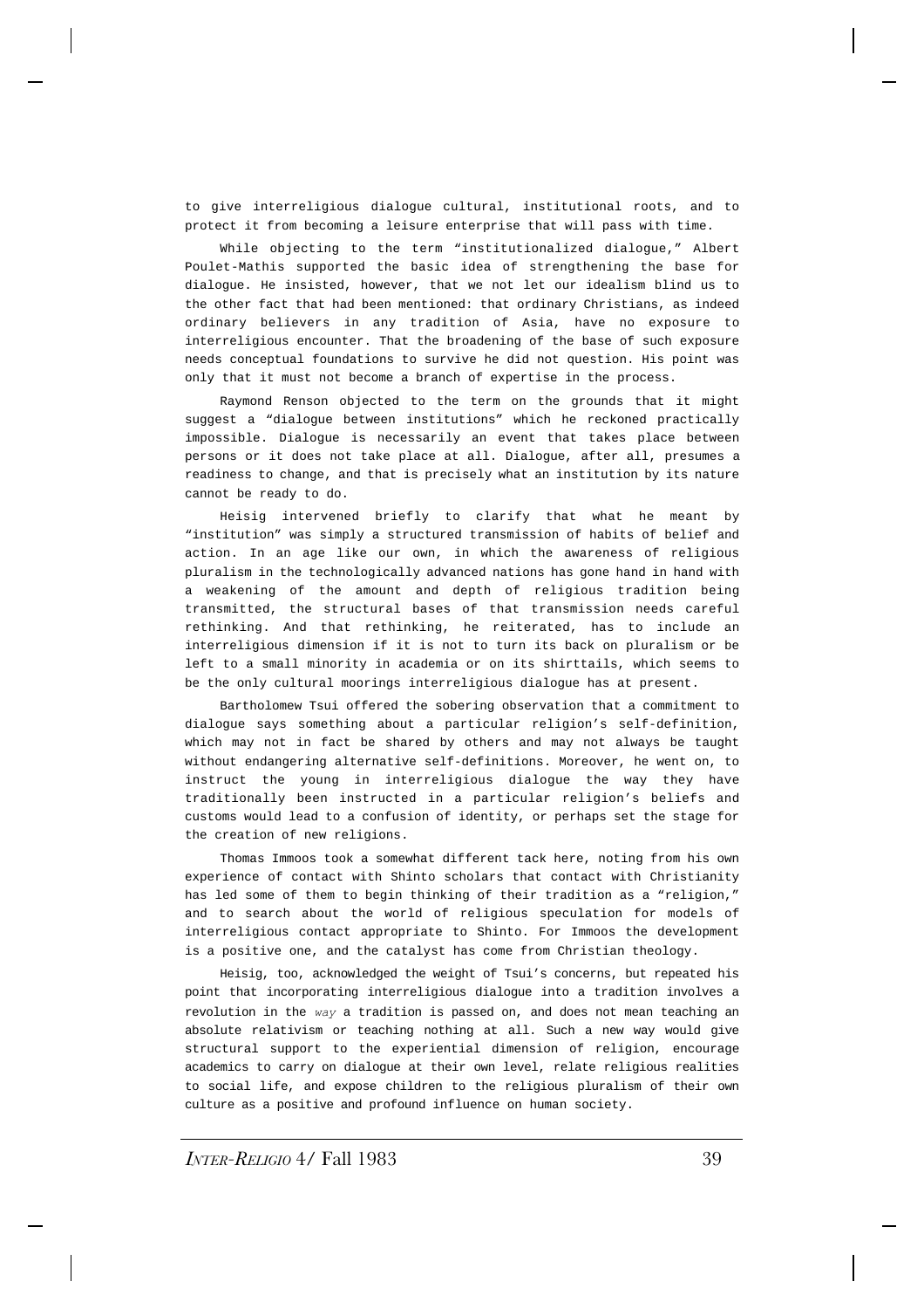to give interreligious dialogue cultural, institutional roots, and to protect it from becoming a leisure enterprise that will pass with time.

While objecting to the term "institutionalized dialogue," Albert Poulet-Mathis supported the basic idea of strengthening the base for dialogue. He insisted, however, that we not let our idealism blind us to the other fact that had been mentioned: that ordinary Christians, as indeed ordinary believers in any tradition of Asia, have no exposure to interreligious encounter. That the broadening of the base of such exposure needs conceptual foundations to survive he did not question. His point was only that it must not become a branch of expertise in the process.

Raymond Renson objected to the term on the grounds that it might suggest a "dialogue between institutions" which he reckoned practically impossible. Dialogue is necessarily an event that takes place between persons or it does not take place at all. Dialogue, after all, presumes a readiness to change, and that is precisely what an institution by its nature cannot be ready to do.

Heisig intervened briefly to clarify that what he meant by "institution" was simply a structured transmission of habits of belief and action. In an age like our own, in which the awareness of religious pluralism in the technologically advanced nations has gone hand in hand with a weakening of the amount and depth of religious tradition being transmitted, the structural bases of that transmission needs careful rethinking. And that rethinking, he reiterated, has to include an interreligious dimension if it is not to turn its back on pluralism or be left to a small minority in academia or on its shirttails, which seems to be the only cultural moorings interreligious dialogue has at present.

Bartholomew Tsui offered the sobering observation that a commitment to dialogue says something about a particular religion's self-definition, which may not in fact be shared by others and may not always be taught without endangering alternative self-definitions. Moreover, he went on, to instruct the young in interreligious dialogue the way they have traditionally been instructed in a particular religion's beliefs and customs would lead to a confusion of identity, or perhaps set the stage for the creation of new religions.

Thomas Immoos took a somewhat different tack here, noting from his own experience of contact with Shinto scholars that contact with Christianity has led some of them to begin thinking of their tradition as a "religion," and to search about the world of religious speculation for models of interreligious contact appropriate to Shinto. For Immoos the development is a positive one, and the catalyst has come from Christian theology.

Heisig, too, acknowledged the weight of Tsui's concerns, but repeated his point that incorporating interreligious dialogue into a tradition involves a revolution in the *way* a tradition is passed on, and does not mean teaching an absolute relativism or teaching nothing at all. Such a new way would give structural support to the experiential dimension of religion, encourage academics to carry on dialogue at their own level, relate religious realities to social life, and expose children to the religious pluralism of their own culture as a positive and profound influence on human society.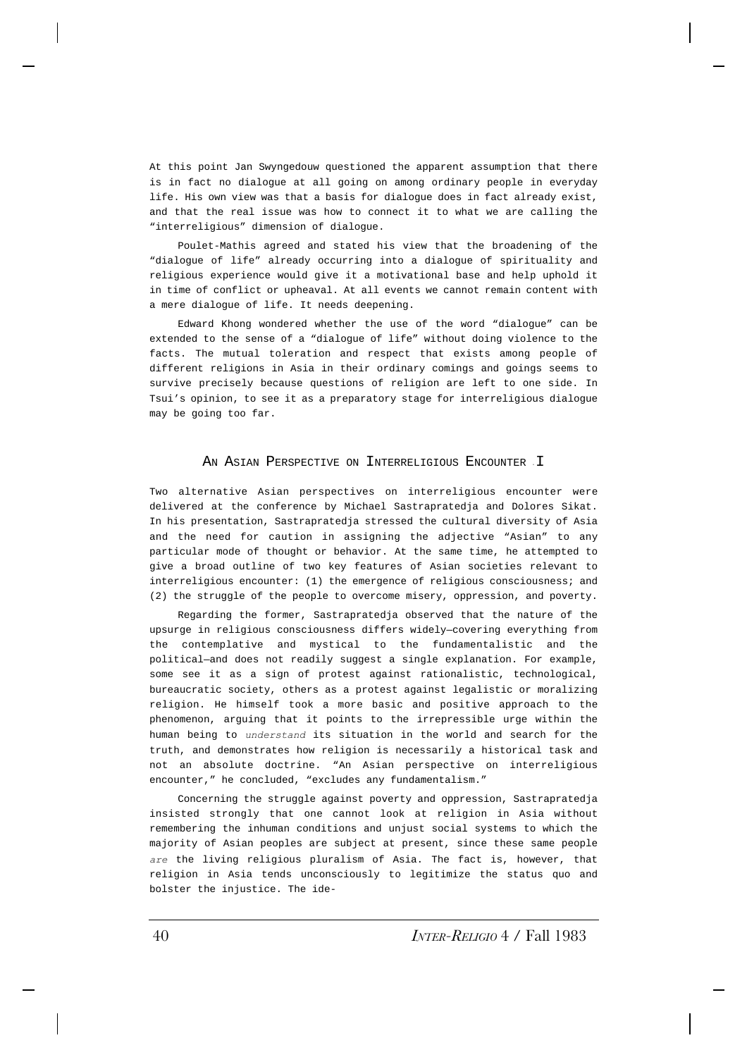At this point Jan Swyngedouw questioned the apparent assumption that there is in fact no dialogue at all going on among ordinary people in everyday life. His own view was that a basis for dialogue does in fact already exist, and that the real issue was how to connect it to what we are calling the "interreligious" dimension of dialogue.

Poulet-Mathis agreed and stated his view that the broadening of the "dialogue of life" already occurring into a dialogue of spirituality and religious experience would give it a motivational base and help uphold it in time of conflict or upheaval. At all events we cannot remain content with a mere dialogue of life. It needs deepening.

Edward Khong wondered whether the use of the word "dialogue" can be extended to the sense of a "dialogue of life" without doing violence to the facts. The mutual toleration and respect that exists among people of different religions in Asia in their ordinary comings and goings seems to survive precisely because questions of religion are left to one side. In Tsui's opinion, to see it as a preparatory stage for interreligious dialogue may be going too far.

## An Asian Perspective on Interreligious Encounter I

Two alternative Asian perspectives on interreligious encounter were delivered at the conference by Michael Sastrapratedja and Dolores Sikat. In his presentation, Sastrapratedja stressed the cultural diversity of Asia and the need for caution in assigning the adjective "Asian" to any particular mode of thought or behavior. At the same time, he attempted to give a broad outline of two key features of Asian societies relevant to interreligious encounter: (1) the emergence of religious consciousness; and (2) the struggle of the people to overcome misery, oppression, and poverty.

Regarding the former, Sastrapratedja observed that the nature of the upsurge in religious consciousness differs widely—covering everything from the contemplative and mystical to the fundamentalistic and the political—and does not readily suggest a single explanation. For example, some see it as a sign of protest against rationalistic, technological, bureaucratic society, others as a protest against legalistic or moralizing religion. He himself took a more basic and positive approach to the phenomenon, arguing that it points to the irrepressible urge within the human being to *understand* its situation in the world and search for the truth, and demonstrates how religion is necessarily a historical task and not an absolute doctrine. "An Asian perspective on interreligious encounter," he concluded, "excludes any fundamentalism."

Concerning the struggle against poverty and oppression, Sastrapratedja insisted strongly that one cannot look at religion in Asia without remembering the inhuman conditions and unjust social systems to which the majority of Asian peoples are subject at present, since these same people *are* the living religious pluralism of Asia. The fact is, however, that religion in Asia tends unconsciously to legitimize the status quo and bolster the injustice. The ide-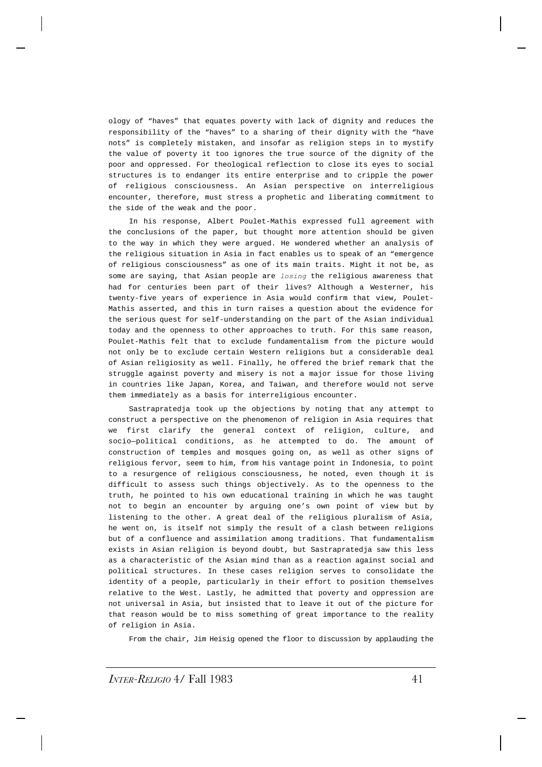ology of "haves" that equates poverty with lack of dignity and reduces the responsibility of the "haves" to a sharing of their dignity with the "have nots" is completely mistaken, and insofar as religion steps in to mystify the value of poverty it too ignores the true source of the dignity of the poor and oppressed. For theological reflection to close its eyes to social structures is to endanger its entire enterprise and to cripple the power of religious consciousness. An Asian perspective on interreligious encounter, therefore, must stress a prophetic and liberating commitment to the side of the weak and the poor.

In his response, Albert Poulet-Mathis expressed full agreement with the conclusions of the paper, but thought more attention should be given to the way in which they were argued. He wondered whether an analysis of the religious situation in Asia in fact enables us to speak of an "emergence of religious consciousness" as one of its main traits. Might it not be, as some are saying, that Asian people are *losing* the religious awareness that had for centuries been part of their lives? Although a Westerner, his twenty-five years of experience in Asia would confirm that view, Poulet-Mathis asserted, and this in turn raises a question about the evidence for the serious quest for self-understanding on the part of the Asian individual today and the openness to other approaches to truth. For this same reason, Poulet-Mathis felt that to exclude fundamentalism from the picture would not only be to exclude certain Western religions but a considerable deal of Asian religiosity as well. Finally, he offered the brief remark that the struggle against poverty and misery is not a major issue for those living in countries like Japan, Korea, and Taiwan, and therefore would not serve them immediately as a basis for interreligious encounter.

Sastrapratedja took up the objections by noting that any attempt to construct a perspective on the phenomenon of religion in Asia requires that we first clarify the general context of religion, culture, and socio—political conditions, as he attempted to do. The amount of construction of temples and mosques going on, as well as other signs of religious fervor, seem to him, from his vantage point in Indonesia, to point to a resurgence of religious consciousness, he noted, even though it is difficult to assess such things objectively. As to the openness to the truth, he pointed to his own educational training in which he was taught not to begin an encounter by arguing one's own point of view but by listening to the other. A great deal of the religious pluralism of Asia, he went on, is itself not simply the result of a clash between religions but of a confluence and assimilation among traditions. That fundamentalism exists in Asian religion is beyond doubt, but Sastrapratedja saw this less as a characteristic of the Asian mind than as a reaction against social and political structures. In these cases religion serves to consolidate the identity of a people, particularly in their effort to position themselves relative to the West. Lastly, he admitted that poverty and oppression are not universal in Asia, but insisted that to leave it out of the picture for that reason would be to miss something of great importance to the reality of religion in Asia.

From the chair, Jim Heisig opened the floor to discussion by applauding the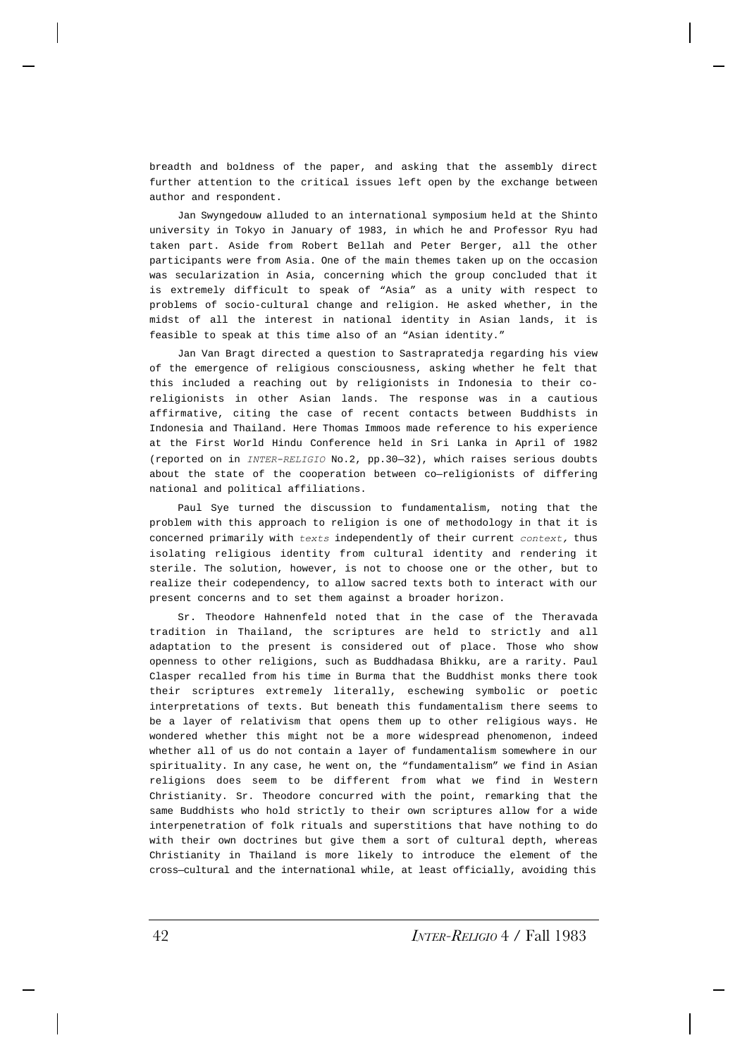breadth and boldness of the paper, and asking that the assembly direct further attention to the critical issues left open by the exchange between author and respondent.

Jan Swyngedouw alluded to an international symposium held at the Shinto university in Tokyo in January of 1983, in which he and Professor Ryu had taken part. Aside from Robert Bellah and Peter Berger, all the other participants were from Asia. One of the main themes taken up on the occasion was secularization in Asia, concerning which the group concluded that it is extremely difficult to speak of "Asia" as a unity with respect to problems of socio-cultural change and religion. He asked whether, in the midst of all the interest in national identity in Asian lands, it is feasible to speak at this time also of an "Asian identity."

Jan Van Bragt directed a question to Sastrapratedja regarding his view of the emergence of religious consciousness, asking whether he felt that this included a reaching out by religionists in Indonesia to their co-religionists in other Asian lands. The response was in a cautious affirmative, citing the case of recent contacts between Buddhists in Indonesia and Thailand. Here Thomas Immoos made reference to his experience at the First World Hindu Conference held in Sri Lanka in April of 1982 (reported on in *INTER-RELIGIO* No.2, pp.30—32), which raises serious doubts about the state of the cooperation between co—religionists of differing national and political affiliations.

Paul Sye turned the discussion to fundamentalism, noting that the problem with this approach to religion is one of methodology in that it is concerned primarily with *texts* independently of their current *context,* thus isolating religious identity from cultural identity and rendering it sterile. The solution, however, is not to choose one or the other, but to realize their codependency, to allow sacred texts both to interact with our present concerns and to set them against a broader horizon.

Sr. Theodore Hahnenfeld noted that in the case of the Theravada tradition in Thailand, the scriptures are held to strictly and all adaptation to the present is considered out of place. Those who show openness to other religions, such as Buddhadasa Bhikku, are a rarity. Paul Clasper recalled from his time in Burma that the Buddhist monks there took their scriptures extremely literally, eschewing symbolic or poetic interpretations of texts. But beneath this fundamentalism there seems to be a layer of relativism that opens them up to other religious ways. He wondered whether this might not be a more widespread phenomenon, indeed whether all of us do not contain a layer of fundamentalism somewhere in our spirituality. In any case, he went on, the "fundamentalism" we find in Asian religions does seem to be different from what we find in Western Christianity. Sr. Theodore concurred with the point, remarking that the same Buddhists who hold strictly to their own scriptures allow for a wide interpenetration of folk rituals and superstitions that have nothing to do with their own doctrines but give them a sort of cultural depth, whereas Christianity in Thailand is more likely to introduce the element of the cross—cultural and the international while, at least officially, avoiding this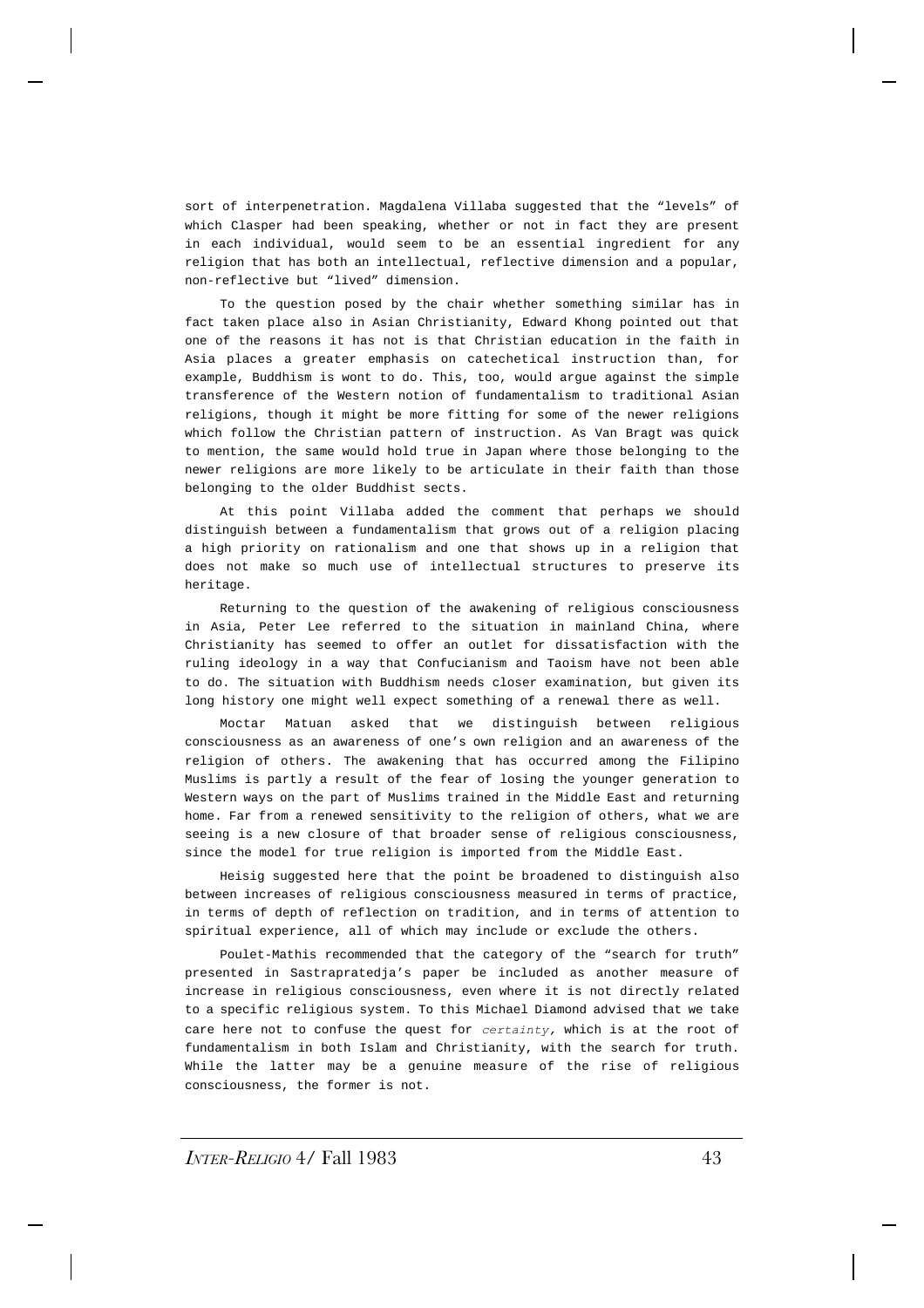sort of interpenetration. Magdalena Villaba suggested that the "levels" of which Clasper had been speaking, whether or not in fact they are present in each individual, would seem to be an essential ingredient for any religion that has both an intellectual, reflective dimension and a popular, non-reflective but "lived" dimension.

To the question posed by the chair whether something similar has in fact taken place also in Asian Christianity, Edward Khong pointed out that one of the reasons it has not is that Christian education in the faith in Asia places a greater emphasis on catechetical instruction than, for example, Buddhism is wont to do. This, too, would argue against the simple transference of the Western notion of fundamentalism to traditional Asian religions, though it might be more fitting for some of the newer religions which follow the Christian pattern of instruction. As Van Bragt was quick to mention, the same would hold true in Japan where those belonging to the newer religions are more likely to be articulate in their faith than those belonging to the older Buddhist sects.

At this point Villaba added the comment that perhaps we should distinguish between a fundamentalism that grows out of a religion placing a high priority on rationalism and one that shows up in a religion that does not make so much use of intellectual structures to preserve its heritage.

Returning to the question of the awakening of religious consciousness in Asia, Peter Lee referred to the situation in mainland China, where Christianity has seemed to offer an outlet for dissatisfaction with the ruling ideology in a way that Confucianism and Taoism have not been able to do. The situation with Buddhism needs closer examination, but given its long history one might well expect something of a renewal there as well.

Moctar Matuan asked that we distinguish between religious consciousness as an awareness of one's own religion and an awareness of the religion of others. The awakening that has occurred among the Filipino Muslims is partly a result of the fear of losing the younger generation to Western ways on the part of Muslims trained in the Middle East and returning home. Far from a renewed sensitivity to the religion of others, what we are seeing is a new closure of that broader sense of religious consciousness, since the model for true religion is imported from the Middle East.

Heisig suggested here that the point be broadened to distinguish also between increases of religious consciousness measured in terms of practice, in terms of depth of reflection on tradition, and in terms of attention to spiritual experience, all of which may include or exclude the others.

Poulet-Mathis recommended that the category of the "search for truth" presented in Sastrapratedja's paper be included as another measure of increase in religious consciousness, even where it is not directly related to a specific religious system. To this Michael Diamond advised that we take care here not to confuse the quest for *certainty,* which is at the root of fundamentalism in both Islam and Christianity, with the search for truth. While the latter may be a genuine measure of the rise of religious consciousness, the former is not.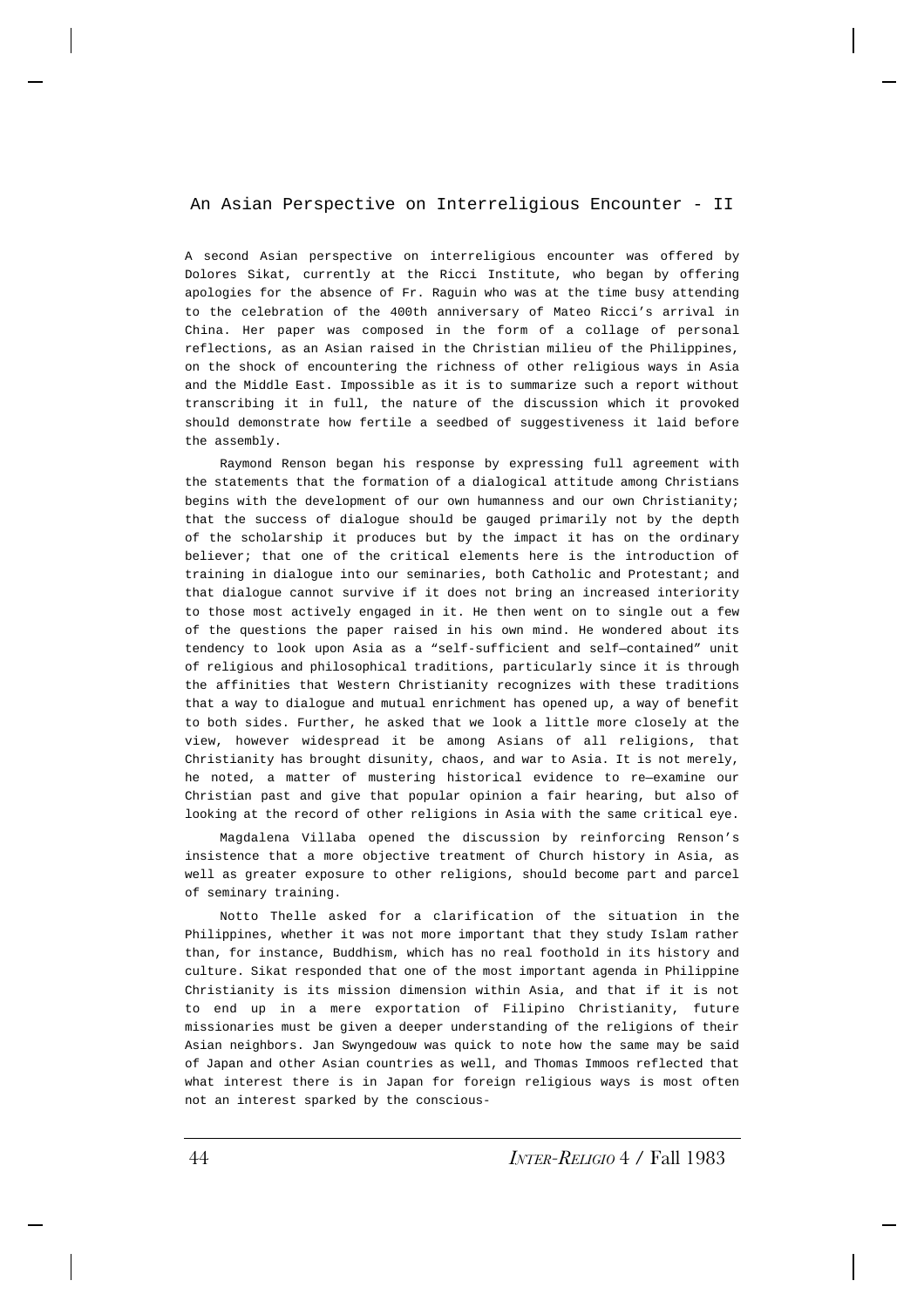## An Asian Perspective on Interreligious Encounter - II

A second Asian perspective on interreligious encounter was offered by Dolores Sikat, currently at the Ricci Institute, who began by offering apologies for the absence of Fr. Raguin who was at the time busy attending to the celebration of the 400th anniversary of Mateo Ricci's arrival in China. Her paper was composed in the form of a collage of personal reflections, as an Asian raised in the Christian milieu of the Philippines, on the shock of encountering the richness of other religious ways in Asia and the Middle East. Impossible as it is to summarize such a report without transcribing it in full, the nature of the discussion which it provoked should demonstrate how fertile a seedbed of suggestiveness it laid before the assembly.

Raymond Renson began his response by expressing full agreement with the statements that the formation of a dialogical attitude among Christians begins with the development of our own humanness and our own Christianity; that the success of dialogue should be gauged primarily not by the depth of the scholarship it produces but by the impact it has on the ordinary believer; that one of the critical elements here is the introduction of training in dialogue into our seminaries, both Catholic and Protestant; and that dialogue cannot survive if it does not bring an increased interiority to those most actively engaged in it. He then went on to single out a few of the questions the paper raised in his own mind. He wondered about its tendency to look upon Asia as a "self-sufficient and self—contained" unit of religious and philosophical traditions, particularly since it is through the affinities that Western Christianity recognizes with these traditions that a way to dialogue and mutual enrichment has opened up, a way of benefit to both sides. Further, he asked that we look a little more closely at the view, however widespread it be among Asians of all religions, that Christianity has brought disunity, chaos, and war to Asia. It is not merely, he noted, a matter of mustering historical evidence to re—examine our Christian past and give that popular opinion a fair hearing, but also of looking at the record of other religions in Asia with the same critical eye.

Magdalena Villaba opened the discussion by reinforcing Renson's insistence that a more objective treatment of Church history in Asia, as well as greater exposure to other religions, should become part and parcel of seminary training.

Notto Thelle asked for a clarification of the situation in the Philippines, whether it was not more important that they study Islam rather than, for instance, Buddhism, which has no real foothold in its history and culture. Sikat responded that one of the most important agenda in Philippine Christianity is its mission dimension within Asia, and that if it is not to end up in a mere exportation of Filipino Christianity, future missionaries must be given a deeper understanding of the religions of their Asian neighbors. Jan Swyngedouw was quick to note how the same may be said of Japan and other Asian countries as well, and Thomas Immoos reflected that what interest there is in Japan for foreign religious ways is most often not an interest sparked by the conscious-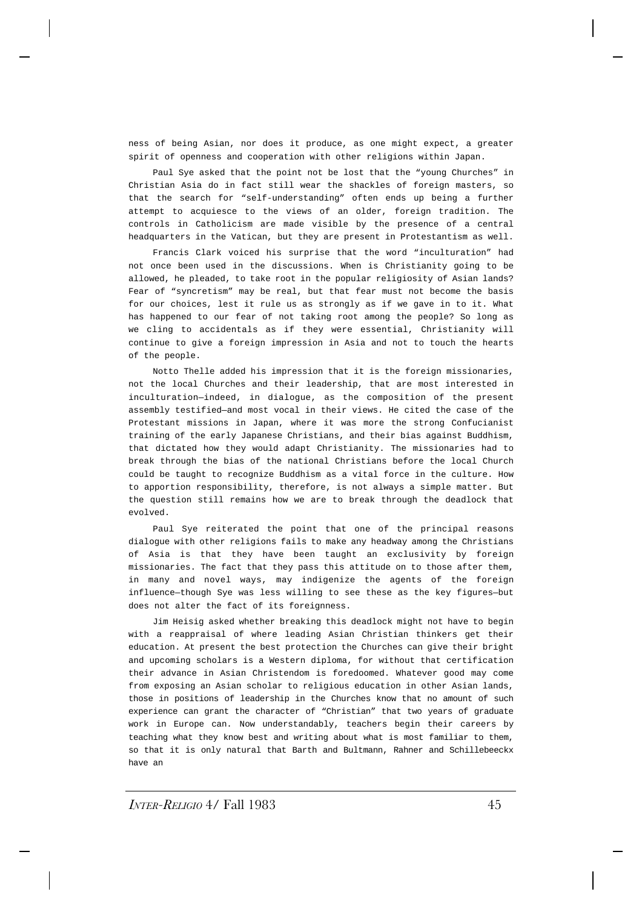ness of being Asian, nor does it produce, as one might expect, a greater spirit of openness and cooperation with other religions within Japan.

Paul Sye asked that the point not be lost that the "young Churches" in Christian Asia do in fact still wear the shackles of foreign masters, so that the search for "self-understanding" often ends up being a further attempt to acquiesce to the views of an older, foreign tradition. The controls in Catholicism are made visible by the presence of a central headquarters in the Vatican, but they are present in Protestantism as well.

Francis Clark voiced his surprise that the word "inculturation" had not once been used in the discussions. When is Christianity going to be allowed, he pleaded, to take root in the popular religiosity of Asian lands? Fear of "syncretism" may be real, but that fear must not become the basis for our choices, lest it rule us as strongly as if we gave in to it. What has happened to our fear of not taking root among the people? So long as we cling to accidentals as if they were essential, Christianity will continue to give a foreign impression in Asia and not to touch the hearts of the people.

Notto Thelle added his impression that it is the foreign missionaries, not the local Churches and their leadership, that are most interested in inculturation—indeed, in dialogue, as the composition of the present assembly testified—and most vocal in their views. He cited the case of the Protestant missions in Japan, where it was more the strong Confucianist training of the early Japanese Christians, and their bias against Buddhism, that dictated how they would adapt Christianity. The missionaries had to break through the bias of the national Christians before the local Church could be taught to recognize Buddhism as a vital force in the culture. How to apportion responsibility, therefore, is not always a simple matter. But the question still remains how we are to break through the deadlock that evolved.

Paul Sye reiterated the point that one of the principal reasons dialogue with other religions fails to make any headway among the Christians of Asia is that they have been taught an exclusivity by foreign missionaries. The fact that they pass this attitude on to those after them, in many and novel ways, may indigenize the agents of the foreign influence—though Sye was less willing to see these as the key figures—but does not alter the fact of its foreignness.

Jim Heisig asked whether breaking this deadlock might not have to begin with a reappraisal of where leading Asian Christian thinkers get their education. At present the best protection the Churches can give their bright and upcoming scholars is a Western diploma, for without that certification their advance in Asian Christendom is foredoomed. Whatever good may come from exposing an Asian scholar to religious education in other Asian lands, those in positions of leadership in the Churches know that no amount of such experience can grant the character of "Christian" that two years of graduate work in Europe can. Now understandably, teachers begin their careers by teaching what they know best and writing about what is most familiar to them, so that it is only natural that Barth and Bultmann, Rahner and Schillebeeckx have an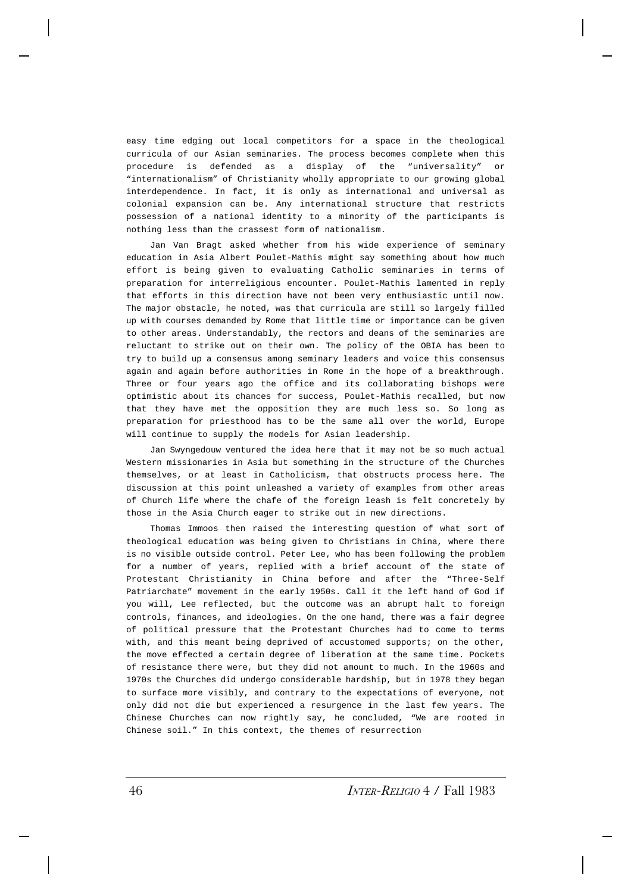easy time edging out local competitors for a space in the theological curricula of our Asian seminaries. The process becomes complete when this procedure is defended as a display of the "universality" or "internationalism" of Christianity wholly appropriate to our growing global interdependence. In fact, it is only as international and universal as colonial expansion can be. Any international structure that restricts possession of a national identity to a minority of the participants is nothing less than the crassest form of nationalism.

Jan Van Bragt asked whether from his wide experience of seminary education in Asia Albert Poulet-Mathis might say something about how much effort is being given to evaluating Catholic seminaries in terms of preparation for interreligious encounter. Poulet-Mathis lamented in reply that efforts in this direction have not been very enthusiastic until now. The major obstacle, he noted, was that curricula are still so largely filled up with courses demanded by Rome that little time or importance can be given to other areas. Understandably, the rectors and deans of the seminaries are reluctant to strike out on their own. The policy of the OBIA has been to try to build up a consensus among seminary leaders and voice this consensus again and again before authorities in Rome in the hope of a breakthrough. Three or four years ago the office and its collaborating bishops were optimistic about its chances for success, Poulet-Mathis recalled, but now that they have met the opposition they are much less so. So long as preparation for priesthood has to be the same all over the world, Europe will continue to supply the models for Asian leadership.

Jan Swyngedouw ventured the idea here that it may not be so much actual Western missionaries in Asia but something in the structure of the Churches themselves, or at least in Catholicism, that obstructs process here. The discussion at this point unleashed a variety of examples from other areas of Church life where the chafe of the foreign leash is felt concretely by those in the Asia Church eager to strike out in new directions.

Thomas Immoos then raised the interesting question of what sort of theological education was being given to Christians in China, where there is no visible outside control. Peter Lee, who has been following the problem for a number of years, replied with a brief account of the state of Protestant Christianity in China before and after the "Three-Self Patriarchate" movement in the early 1950s. Call it the left hand of God if you will, Lee reflected, but the outcome was an abrupt halt to foreign controls, finances, and ideologies. On the one hand, there was a fair degree of political pressure that the Protestant Churches had to come to terms with, and this meant being deprived of accustomed supports; on the other, the move effected a certain degree of liberation at the same time. Pockets of resistance there were, but they did not amount to much. In the 1960s and 1970s the Churches did undergo considerable hardship, but in 1978 they began to surface more visibly, and contrary to the expectations of everyone, not only did not die but experienced a resurgence in the last few years. The Chinese Churches can now rightly say, he concluded, "We are rooted in Chinese soil." In this context, the themes of resurrection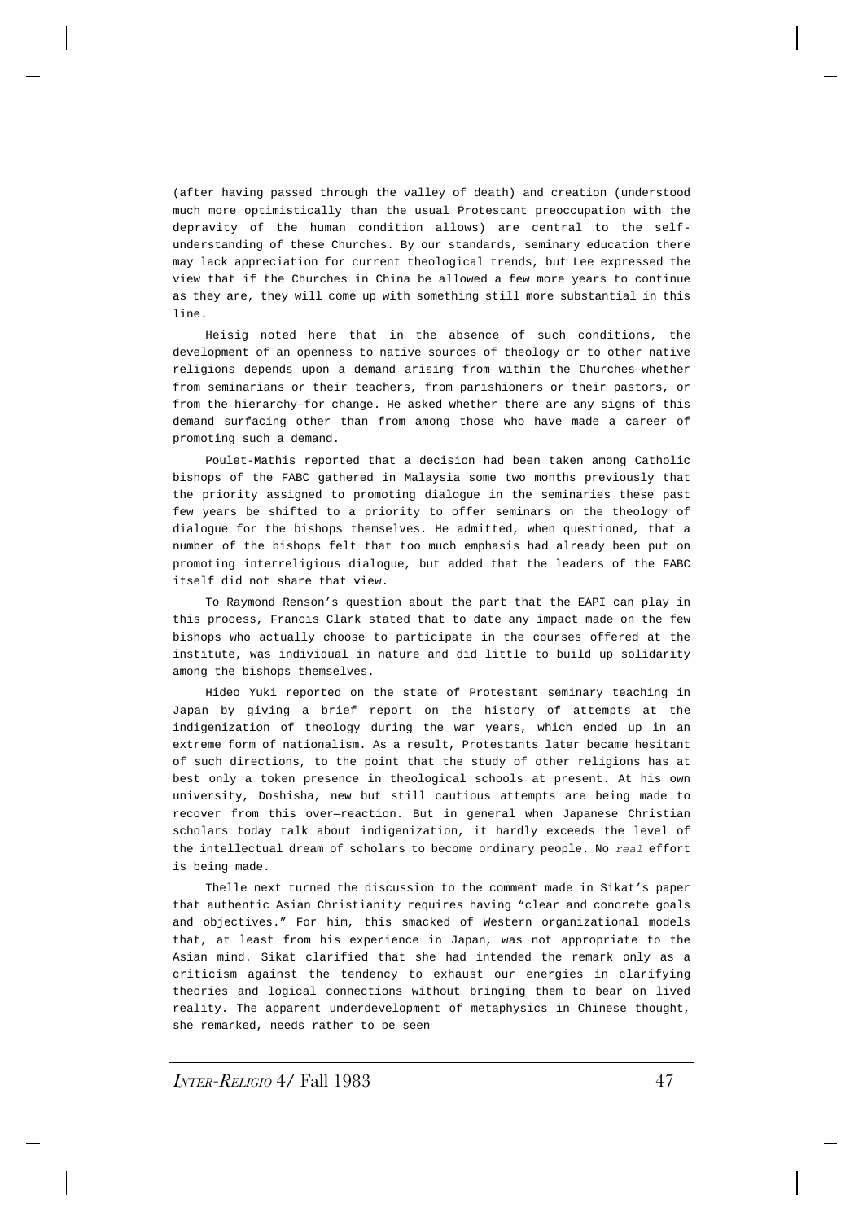(after having passed through the valley of death) and creation (understood much more optimistically than the usual Protestant preoccupation with the depravity of the human condition allows) are central to the self-understanding of these Churches. By our standards, seminary education there may lack appreciation for current theological trends, but Lee expressed the view that if the Churches in China be allowed a few more years to continue as they are, they will come up with something still more substantial in this line.

Heisig noted here that in the absence of such conditions, the development of an openness to native sources of theology or to other native religions depends upon a demand arising from within the Churches—whether from seminarians or their teachers, from parishioners or their pastors, or from the hierarchy—for change. He asked whether there are any signs of this demand surfacing other than from among those who have made a career of promoting such a demand.

Poulet-Mathis reported that a decision had been taken among Catholic bishops of the FABC gathered in Malaysia some two months previously that the priority assigned to promoting dialogue in the seminaries these past few years be shifted to a priority to offer seminars on the theology of dialogue for the bishops themselves. He admitted, when questioned, that a number of the bishops felt that too much emphasis had already been put on promoting interreligious dialogue, but added that the leaders of the FABC itself did not share that view.

To Raymond Renson's question about the part that the EAPI can play in this process, Francis Clark stated that to date any impact made on the few bishops who actually choose to participate in the courses offered at the institute, was individual in nature and did little to build up solidarity among the bishops themselves.

Hideo Yuki reported on the state of Protestant seminary teaching in Japan by giving a brief report on the history of attempts at the indigenization of theology during the war years, which ended up in an extreme form of nationalism. As a result, Protestants later became hesitant of such directions, to the point that the study of other religions has at best only a token presence in theological schools at present. At his own university, Doshisha, new but still cautious attempts are being made to recover from this over—reaction. But in general when Japanese Christian scholars today talk about indigenization, it hardly exceeds the level of the intellectual dream of scholars to become ordinary people. No *real* effort is being made.

Thelle next turned the discussion to the comment made in Sikat's paper that authentic Asian Christianity requires having "clear and concrete goals and objectives." For him, this smacked of Western organizational models that, at least from his experience in Japan, was not appropriate to the Asian mind. Sikat clarified that she had intended the remark only as a criticism against the tendency to exhaust our energies in clarifying theories and logical connections without bringing them to bear on lived reality. The apparent underdevelopment of metaphysics in Chinese thought, she remarked, needs rather to be seen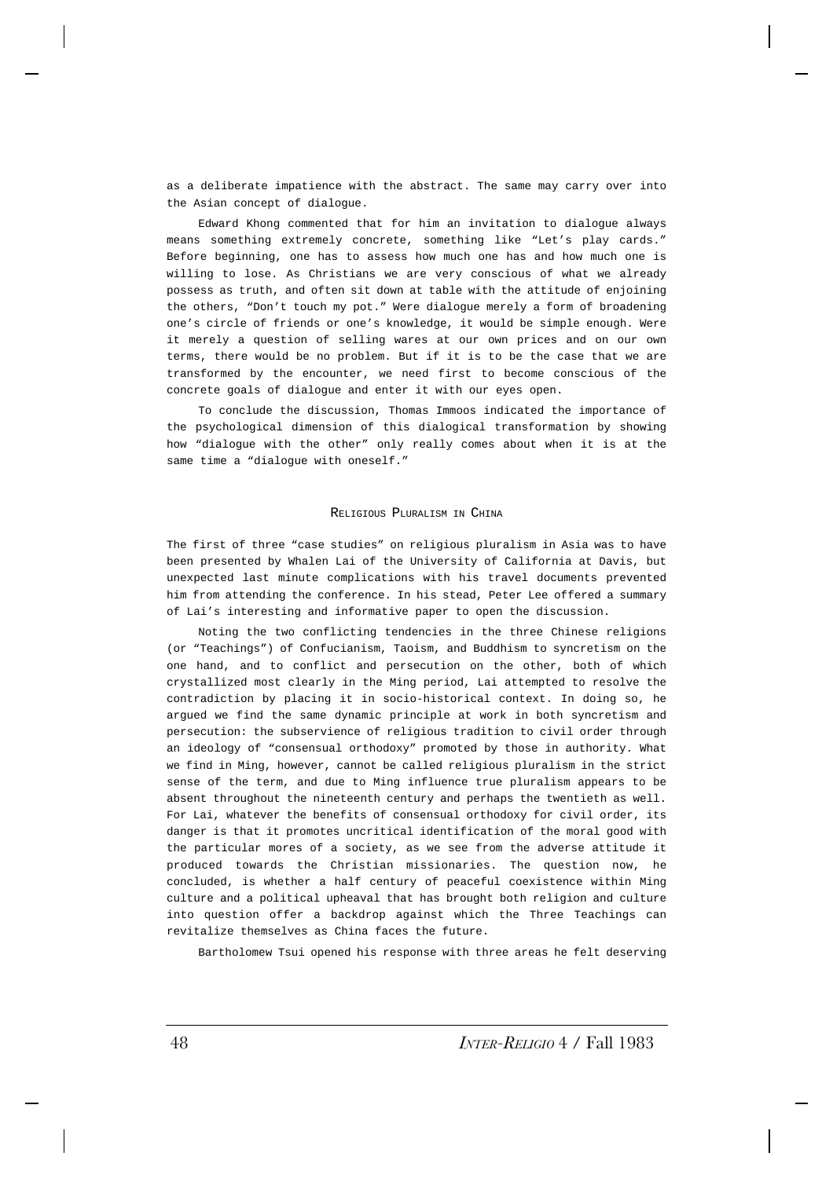as a deliberate impatience with the abstract. The same may carry over into the Asian concept of dialogue.

Edward Khong commented that for him an invitation to dialogue always means something extremely concrete, something like "Let's play cards." Before beginning, one has to assess how much one has and how much one is willing to lose. As Christians we are very conscious of what we already possess as truth, and often sit down at table with the attitude of enjoining the others, "Don't touch my pot." Were dialogue merely a form of broadening one's circle of friends or one's knowledge, it would be simple enough. Were it merely a question of selling wares at our own prices and on our own terms, there would be no problem. But if it is to be the case that we are transformed by the encounter, we need first to become conscious of the concrete goals of dialogue and enter it with our eyes open.

To conclude the discussion, Thomas Immoos indicated the importance of the psychological dimension of this dialogical transformation by showing how "dialogue with the other" only really comes about when it is at the same time a "dialogue with oneself."

## Religious Pluralism in China

The first of three "case studies" on religious pluralism in Asia was to have been presented by Whalen Lai of the University of California at Davis, but unexpected last minute complications with his travel documents prevented him from attending the conference. In his stead, Peter Lee offered a summary of Lai's interesting and informative paper to open the discussion.

Noting the two conflicting tendencies in the three Chinese religions (or "Teachings") of Confucianism, Taoism, and Buddhism to syncretism on the one hand, and to conflict and persecution on the other, both of which crystallized most clearly in the Ming period, Lai attempted to resolve the contradiction by placing it in socio-historical context. In doing so, he argued we find the same dynamic principle at work in both syncretism and persecution: the subservience of religious tradition to civil order through an ideology of "consensual orthodoxy" promoted by those in authority. What we find in Ming, however, cannot be called religious pluralism in the strict sense of the term, and due to Ming influence true pluralism appears to be absent throughout the nineteenth century and perhaps the twentieth as well. For Lai, whatever the benefits of consensual orthodoxy for civil order, its danger is that it promotes uncritical identification of the moral good with the particular mores of a society, as we see from the adverse attitude it produced towards the Christian missionaries. The question now, he concluded, is whether a half century of peaceful coexistence within Ming culture and a political upheaval that has brought both religion and culture into question offer a backdrop against which the Three Teachings can revitalize themselves as China faces the future.

Bartholomew Tsui opened his response with three areas he felt deserving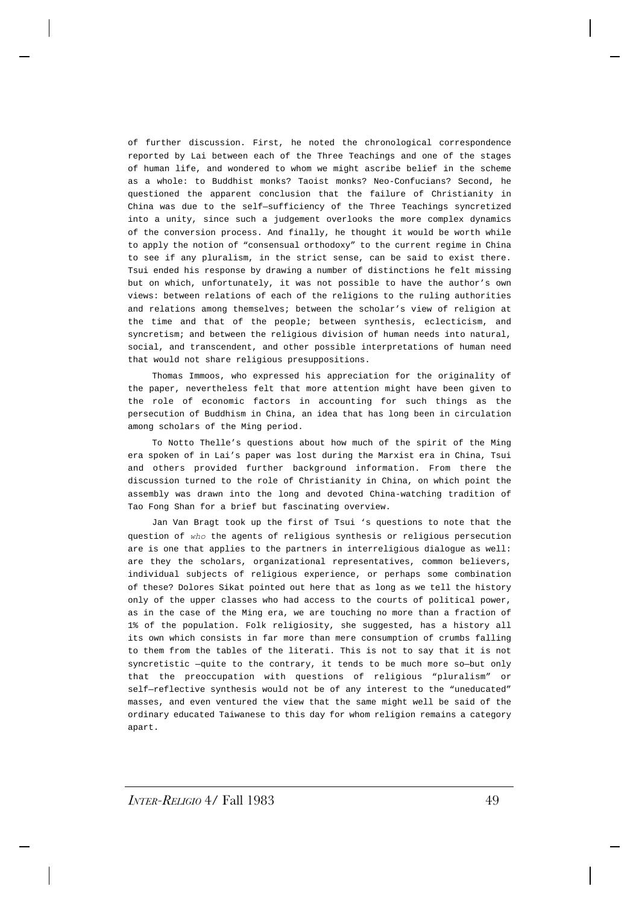of further discussion. First, he noted the chronological correspondence reported by Lai between each of the Three Teachings and one of the stages of human life, and wondered to whom we might ascribe belief in the scheme as a whole: to Buddhist monks? Taoist monks? Neo-Confucians? Second, he questioned the apparent conclusion that the failure of Christianity in China was due to the self—sufficiency of the Three Teachings syncretized into a unity, since such a judgement overlooks the more complex dynamics of the conversion process. And finally, he thought it would be worth while to apply the notion of "consensual orthodoxy" to the current regime in China to see if any pluralism, in the strict sense, can be said to exist there. Tsui ended his response by drawing a number of distinctions he felt missing but on which, unfortunately, it was not possible to have the author's own views: between relations of each of the religions to the ruling authorities and relations among themselves; between the scholar's view of religion at the time and that of the people; between synthesis, eclecticism, and syncretism; and between the religious division of human needs into natural, social, and transcendent, and other possible interpretations of human need that would not share religious presuppositions.

Thomas Immoos, who expressed his appreciation for the originality of the paper, nevertheless felt that more attention might have been given to the role of economic factors in accounting for such things as the persecution of Buddhism in China, an idea that has long been in circulation among scholars of the Ming period.

To Notto Thelle's questions about how much of the spirit of the Ming era spoken of in Lai's paper was lost during the Marxist era in China, Tsui and others provided further background information. From there the discussion turned to the role of Christianity in China, on which point the assembly was drawn into the long and devoted China-watching tradition of Tao Fong Shan for a brief but fascinating overview.

Jan Van Bragt took up the first of Tsui 's questions to note that the question of *who* the agents of religious synthesis or religious persecution are is one that applies to the partners in interreligious dialogue as well: are they the scholars, organizational representatives, common believers, individual subjects of religious experience, or perhaps some combination of these? Dolores Sikat pointed out here that as long as we tell the history only of the upper classes who had access to the courts of political power, as in the case of the Ming era, we are touching no more than a fraction of 1% of the population. Folk religiosity, she suggested, has a history all its own which consists in far more than mere consumption of crumbs falling to them from the tables of the literati. This is not to say that it is not syncretistic —quite to the contrary, it tends to be much more so—but only that the preoccupation with questions of religious "pluralism" or self—reflective synthesis would not be of any interest to the "uneducated" masses, and even ventured the view that the same might well be said of the ordinary educated Taiwanese to this day for whom religion remains a category apart.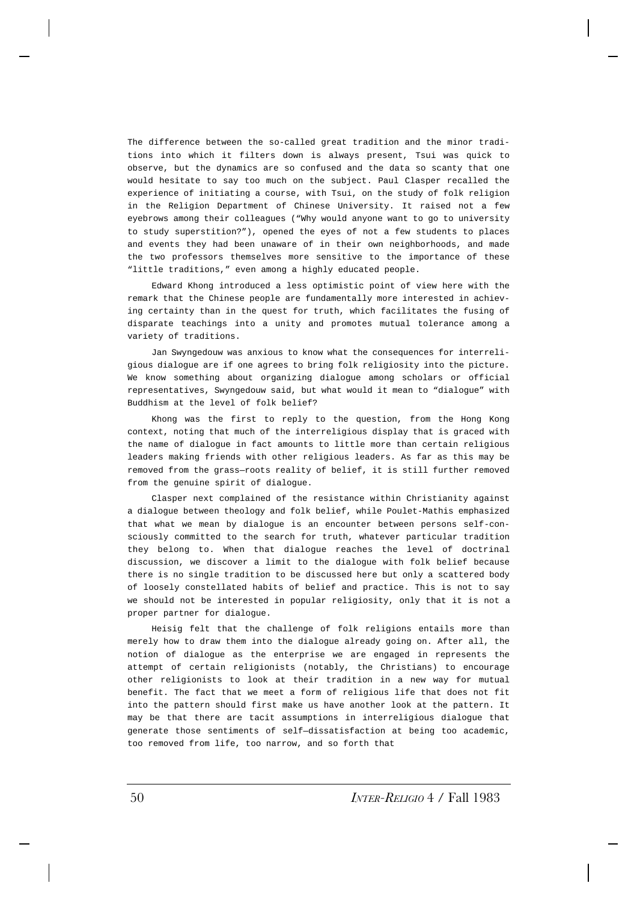The difference between the so-called great tradition and the minor traditions into which it filters down is always present, Tsui was quick to observe, but the dynamics are so confused and the data so scanty that one would hesitate to say too much on the subject. Paul Clasper recalled the experience of initiating a course, with Tsui, on the study of folk religion in the Religion Department of Chinese University. It raised not a few eyebrows among their colleagues ("Why would anyone want to go to university to study superstition?"), opened the eyes of not a few students to places and events they had been unaware of in their own neighborhoods, and made the two professors themselves more sensitive to the importance of these "little traditions," even among a highly educated people.

Edward Khong introduced a less optimistic point of view here with the remark that the Chinese people are fundamentally more interested in achieving certainty than in the quest for truth, which facilitates the fusing of disparate teachings into a unity and promotes mutual tolerance among a variety of traditions.

Jan Swyngedouw was anxious to know what the consequences for interreligious dialogue are if one agrees to bring folk religiosity into the picture. We know something about organizing dialogue among scholars or official representatives, Swyngedouw said, but what would it mean to "dialogue" with Buddhism at the level of folk belief?

Khong was the first to reply to the question, from the Hong Kong context, noting that much of the interreligious display that is graced with the name of dialogue in fact amounts to little more than certain religious leaders making friends with other religious leaders. As far as this may be removed from the grass—roots reality of belief, it is still further removed from the genuine spirit of dialogue.

Clasper next complained of the resistance within Christianity against a dialogue between theology and folk belief, while Poulet-Mathis emphasized that what we mean by dialogue is an encounter between persons self-consciously committed to the search for truth, whatever particular tradition they belong to. When that dialogue reaches the level of doctrinal discussion, we discover a limit to the dialogue with folk belief because there is no single tradition to be discussed here but only a scattered body of loosely constellated habits of belief and practice. This is not to say we should not be interested in popular religiosity, only that it is not a proper partner for dialogue.

Heisig felt that the challenge of folk religions entails more than merely how to draw them into the dialogue already going on. After all, the notion of dialogue as the enterprise we are engaged in represents the attempt of certain religionists (notably, the Christians) to encourage other religionists to look at their tradition in a new way for mutual benefit. The fact that we meet a form of religious life that does not fit into the pattern should first make us have another look at the pattern. It may be that there are tacit assumptions in interreligious dialogue that generate those sentiments of self—dissatisfaction at being too academic, too removed from life, too narrow, and so forth that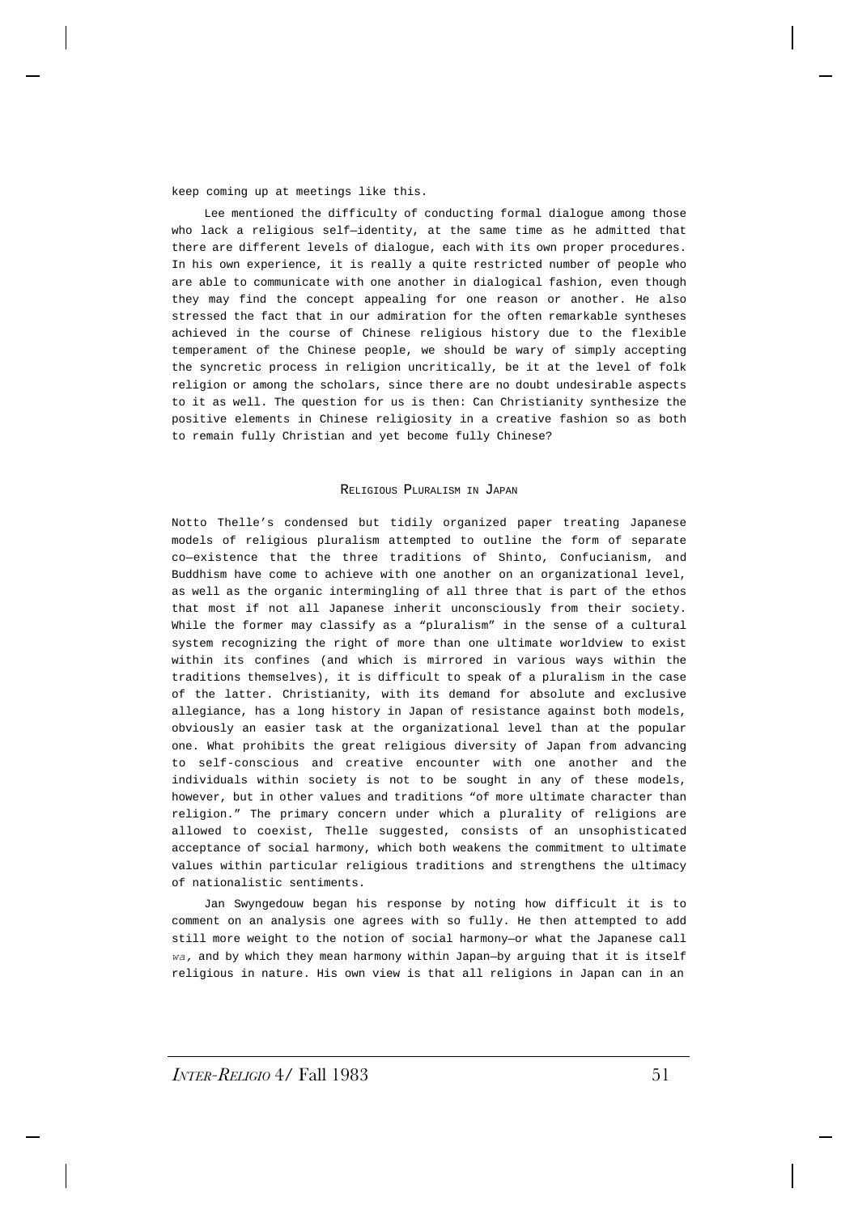keep coming up at meetings like this.

Lee mentioned the difficulty of conducting formal dialogue among those who lack a religious self—identity, at the same time as he admitted that there are different levels of dialogue, each with its own proper procedures. In his own experience, it is really a quite restricted number of people who are able to communicate with one another in dialogical fashion, even though they may find the concept appealing for one reason or another. He also stressed the fact that in our admiration for the often remarkable syntheses achieved in the course of Chinese religious history due to the flexible temperament of the Chinese people, we should be wary of simply accepting the syncretic process in religion uncritically, be it at the level of folk religion or among the scholars, since there are no doubt undesirable aspects to it as well. The question for us is then: Can Christianity synthesize the positive elements in Chinese religiosity in a creative fashion so as both to remain fully Christian and yet become fully Chinese?

## Religious Pluralism in Japan

Notto Thelle's condensed but tidily organized paper treating Japanese models of religious pluralism attempted to outline the form of separate co—existence that the three traditions of Shinto, Confucianism, and Buddhism have come to achieve with one another on an organizational level, as well as the organic intermingling of all three that is part of the ethos that most if not all Japanese inherit unconsciously from their society. While the former may classify as a "pluralism" in the sense of a cultural system recognizing the right of more than one ultimate worldview to exist within its confines (and which is mirrored in various ways within the traditions themselves), it is difficult to speak of a pluralism in the case of the latter. Christianity, with its demand for absolute and exclusive allegiance, has a long history in Japan of resistance against both models, obviously an easier task at the organizational level than at the popular one. What prohibits the great religious diversity of Japan from advancing to self-conscious and creative encounter with one another and the individuals within society is not to be sought in any of these models, however, but in other values and traditions "of more ultimate character than religion." The primary concern under which a plurality of religions are allowed to coexist, Thelle suggested, consists of an unsophisticated acceptance of social harmony, which both weakens the commitment to ultimate values within particular religious traditions and strengthens the ultimacy of nationalistic sentiments.

Jan Swyngedouw began his response by noting how difficult it is to comment on an analysis one agrees with so fully. He then attempted to add still more weight to the notion of social harmony—or what the Japanese call *wa*, and by which they mean harmony within Japan—by arguing that it is itself religious in nature. His own view is that all religions in Japan can in an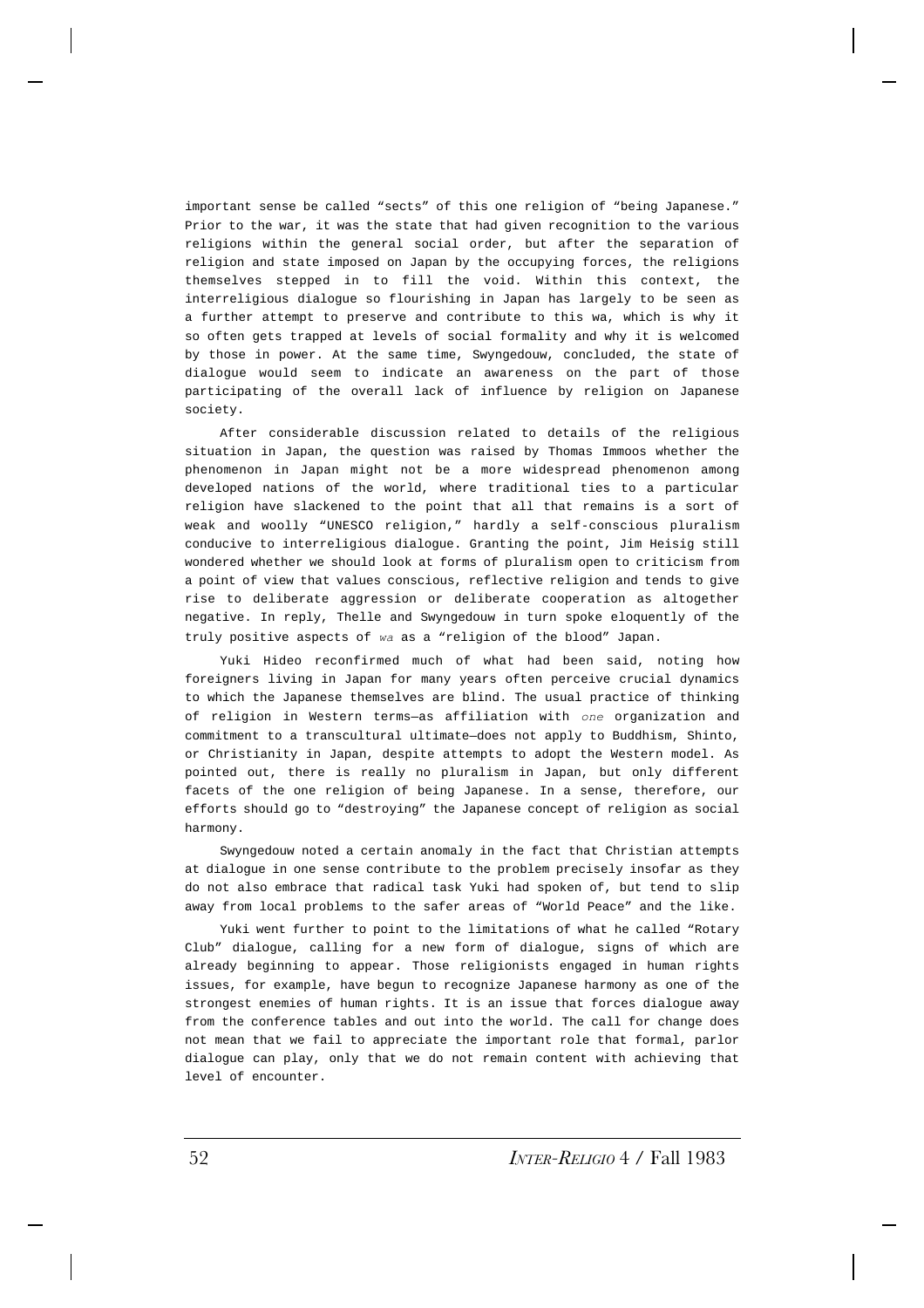important sense be called "sects" of this one religion of "being Japanese." Prior to the war, it was the state that had given recognition to the various religions within the general social order, but after the separation of religion and state imposed on Japan by the occupying forces, the religions themselves stepped in to fill the void. Within this context, the interreligious dialogue so flourishing in Japan has largely to be seen as a further attempt to preserve and contribute to this wa, which is why it so often gets trapped at levels of social formality and why it is welcomed by those in power. At the same time, Swyngedouw, concluded, the state of dialogue would seem to indicate an awareness on the part of those participating of the overall lack of influence by religion on Japanese society.

After considerable discussion related to details of the religious situation in Japan, the question was raised by Thomas Immoos whether the phenomenon in Japan might not be a more widespread phenomenon among developed nations of the world, where traditional ties to a particular religion have slackened to the point that all that remains is a sort of weak and woolly "UNESCO religion," hardly a self-conscious pluralism conducive to interreligious dialogue. Granting the point, Jim Heisig still wondered whether we should look at forms of pluralism open to criticism from a point of view that values conscious, reflective religion and tends to give rise to deliberate aggression or deliberate cooperation as altogether negative. In reply, Thelle and Swyngedouw in turn spoke eloquently of the truly positive aspects of *wa* as a "religion of the blood" Japan.

Yuki Hideo reconfirmed much of what had been said, noting how foreigners living in Japan for many years often perceive crucial dynamics to which the Japanese themselves are blind. The usual practice of thinking of religion in Western terms—as affiliation with *one* organization and commitment to a transcultural ultimate—does not apply to Buddhism, Shinto, or Christianity in Japan, despite attempts to adopt the Western model. As pointed out, there is really no pluralism in Japan, but only different facets of the one religion of being Japanese. In a sense, therefore, our efforts should go to "destroying" the Japanese concept of religion as social harmony.

Swyngedouw noted a certain anomaly in the fact that Christian attempts at dialogue in one sense contribute to the problem precisely insofar as they do not also embrace that radical task Yuki had spoken of, but tend to slip away from local problems to the safer areas of "World Peace" and the like.

Yuki went further to point to the limitations of what he called "Rotary Club" dialogue, calling for a new form of dialogue, signs of which are already beginning to appear. Those religionists engaged in human rights issues, for example, have begun to recognize Japanese harmony as one of the strongest enemies of human rights. It is an issue that forces dialogue away from the conference tables and out into the world. The call for change does not mean that we fail to appreciate the important role that formal, parlor dialogue can play, only that we do not remain content with achieving that level of encounter.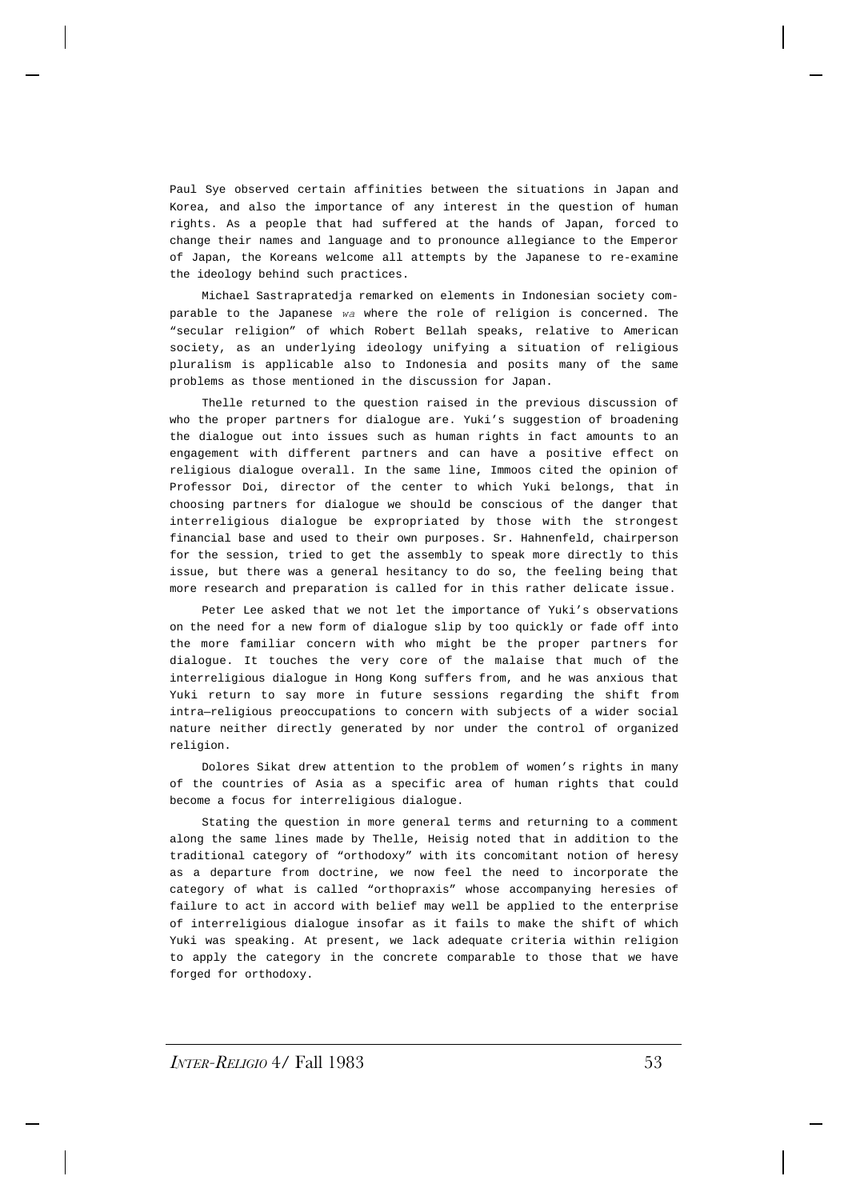Paul Sye observed certain affinities between the situations in Japan and Korea, and also the importance of any interest in the question of human rights. As a people that had suffered at the hands of Japan, forced to change their names and language and to pronounce allegiance to the Emperor of Japan, the Koreans welcome all attempts by the Japanese to re-examine the ideology behind such practices.

Michael Sastrapratedja remarked on elements in Indonesian society comparable to the Japanese *wa* where the role of religion is concerned. The "secular religion" of which Robert Bellah speaks, relative to American society, as an underlying ideology unifying a situation of religious pluralism is applicable also to Indonesia and posits many of the same problems as those mentioned in the discussion for Japan.

Thelle returned to the question raised in the previous discussion of who the proper partners for dialogue are. Yuki's suggestion of broadening the dialogue out into issues such as human rights in fact amounts to an engagement with different partners and can have a positive effect on religious dialogue overall. In the same line, Immoos cited the opinion of Professor Doi, director of the center to which Yuki belongs, that in choosing partners for dialogue we should be conscious of the danger that interreligious dialogue be expropriated by those with the strongest financial base and used to their own purposes. Sr. Hahnenfeld, chairperson for the session, tried to get the assembly to speak more directly to this issue, but there was a general hesitancy to do so, the feeling being that more research and preparation is called for in this rather delicate issue.

Peter Lee asked that we not let the importance of Yuki's observations on the need for a new form of dialogue slip by too quickly or fade off into the more familiar concern with who might be the proper partners for dialogue. It touches the very core of the malaise that much of the interreligious dialogue in Hong Kong suffers from, and he was anxious that Yuki return to say more in future sessions regarding the shift from intra—religious preoccupations to concern with subjects of a wider social nature neither directly generated by nor under the control of organized religion.

Dolores Sikat drew attention to the problem of women's rights in many of the countries of Asia as a specific area of human rights that could become a focus for interreligious dialogue.

Stating the question in more general terms and returning to a comment along the same lines made by Thelle, Heisig noted that in addition to the traditional category of "orthodoxy" with its concomitant notion of heresy as a departure from doctrine, we now feel the need to incorporate the category of what is called "orthopraxis" whose accompanying heresies of failure to act in accord with belief may well be applied to the enterprise of interreligious dialogue insofar as it fails to make the shift of which Yuki was speaking. At present, we lack adequate criteria within religion to apply the category in the concrete comparable to those that we have forged for orthodoxy.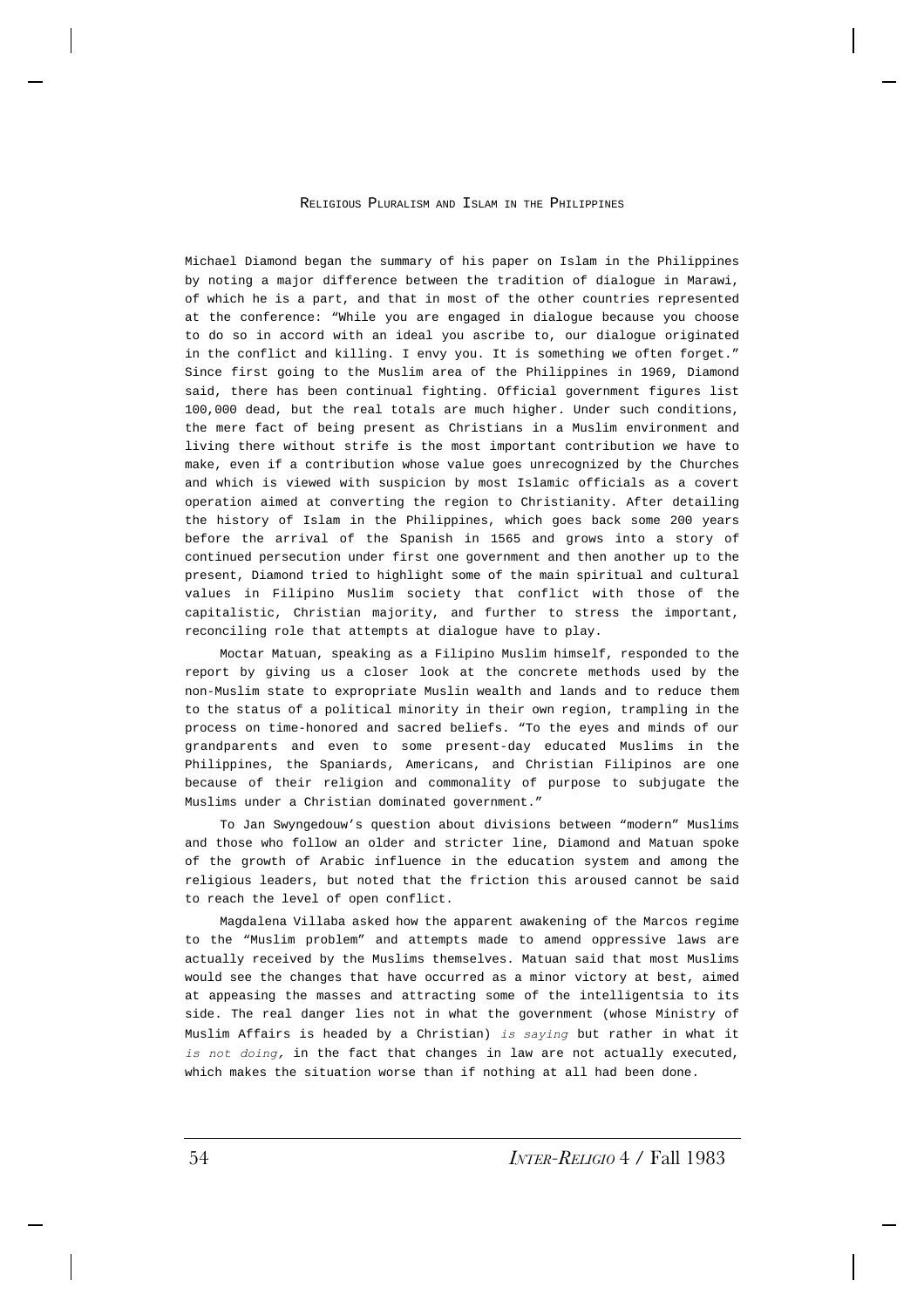Michael Diamond began the summary of his paper on Islam in the Philippines by noting a major difference between the tradition of dialogue in Marawi, of which he is a part, and that in most of the other countries represented at the conference: "While you are engaged in dialogue because you choose to do so in accord with an ideal you ascribe to, our dialogue originated in the conflict and killing. I envy you. It is something we often forget." Since first going to the Muslim area of the Philippines in 1969, Diamond said, there has been continual fighting. Official government figures list 100,000 dead, but the real totals are much higher. Under such conditions, the mere fact of being present as Christians in a Muslim environment and living there without strife is the most important contribution we have to make, even if a contribution whose value goes unrecognized by the Churches and which is viewed with suspicion by most Islamic officials as a covert operation aimed at converting the region to Christianity. After detailing the history of Islam in the Philippines, which goes back some 200 years before the arrival of the Spanish in 1565 and grows into a story of continued persecution under first one government and then another up to the present, Diamond tried to highlight some of the main spiritual and cultural values in Filipino Muslim society that conflict with those of the capitalistic, Christian majority, and further to stress the important, reconciling role that attempts at dialogue have to play.

Moctar Matuan, speaking as a Filipino Muslim himself, responded to the report by giving us a closer look at the concrete methods used by the non-Muslim state to expropriate Muslin wealth and lands and to reduce them to the status of a political minority in their own region, trampling in the process on time-honored and sacred beliefs. "To the eyes and minds of our grandparents and even to some present-day educated Muslims in the Philippines, the Spaniards, Americans, and Christian Filipinos are one because of their religion and commonality of purpose to subjugate the Muslims under a Christian dominated government."

To Jan Swyngedouw's question about divisions between "modern" Muslims and those who follow an older and stricter line, Diamond and Matuan spoke of the growth of Arabic influence in the education system and among the religious leaders, but noted that the friction this aroused cannot be said to reach the level of open conflict.

Magdalena Villaba asked how the apparent awakening of the Marcos regime to the "Muslim problem" and attempts made to amend oppressive laws are actually received by the Muslims themselves. Matuan said that most Muslims would see the changes that have occurred as a minor victory at best, aimed at appeasing the masses and attracting some of the intelligentsia to its side. The real danger lies not in what the government (whose Ministry of Muslim Affairs is headed by a Christian) *is saying* but rather in what it *is not doing,* in the fact that changes in law are not actually executed, which makes the situation worse than if nothing at all had been done.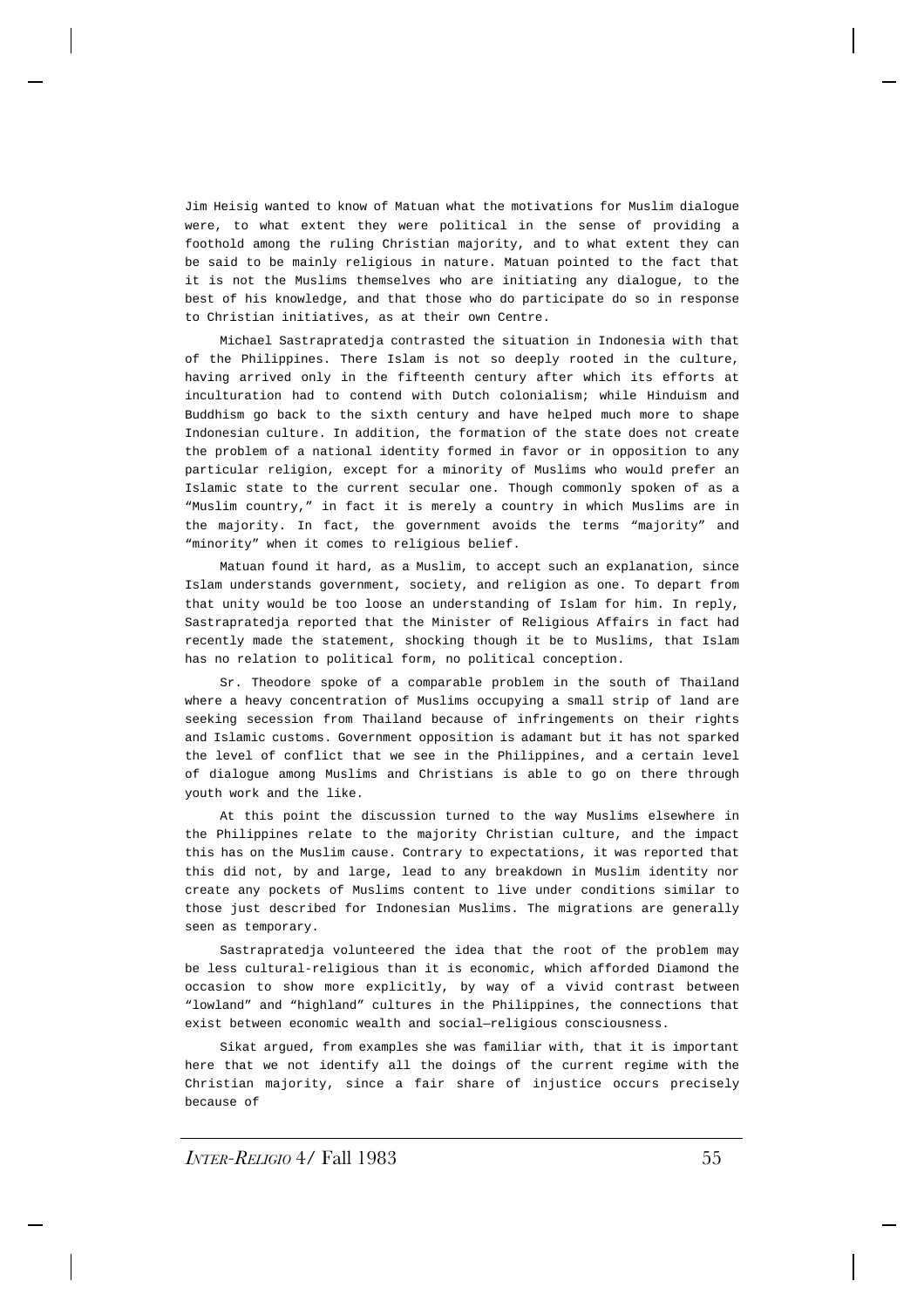Jim Heisig wanted to know of Matuan what the motivations for Muslim dialogue were, to what extent they were political in the sense of providing a foothold among the ruling Christian majority, and to what extent they can be said to be mainly religious in nature. Matuan pointed to the fact that it is not the Muslims themselves who are initiating any dialogue, to the best of his knowledge, and that those who do participate do so in response to Christian initiatives, as at their own Centre.

Michael Sastrapratedja contrasted the situation in Indonesia with that of the Philippines. There Islam is not so deeply rooted in the culture, having arrived only in the fifteenth century after which its efforts at inculturation had to contend with Dutch colonialism; while Hinduism and Buddhism go back to the sixth century and have helped much more to shape Indonesian culture. In addition, the formation of the state does not create the problem of a national identity formed in favor or in opposition to any particular religion, except for a minority of Muslims who would prefer an Islamic state to the current secular one. Though commonly spoken of as a "Muslim country," in fact it is merely a country in which Muslims are in the majority. In fact, the government avoids the terms "majority" and "minority" when it comes to religious belief.

Matuan found it hard, as a Muslim, to accept such an explanation, since Islam understands government, society, and religion as one. To depart from that unity would be too loose an understanding of Islam for him. In reply, Sastrapratedja reported that the Minister of Religious Affairs in fact had recently made the statement, shocking though it be to Muslims, that Islam has no relation to political form, no political conception.

Sr. Theodore spoke of a comparable problem in the south of Thailand where a heavy concentration of Muslims occupying a small strip of land are seeking secession from Thailand because of infringements on their rights and Islamic customs. Government opposition is adamant but it has not sparked the level of conflict that we see in the Philippines, and a certain level of dialogue among Muslims and Christians is able to go on there through youth work and the like.

At this point the discussion turned to the way Muslims elsewhere in the Philippines relate to the majority Christian culture, and the impact this has on the Muslim cause. Contrary to expectations, it was reported that this did not, by and large, lead to any breakdown in Muslim identity nor create any pockets of Muslims content to live under conditions similar to those just described for Indonesian Muslims. The migrations are generally seen as temporary.

Sastrapratedja volunteered the idea that the root of the problem may be less cultural-religious than it is economic, which afforded Diamond the occasion to show more explicitly, by way of a vivid contrast between "lowland" and "highland" cultures in the Philippines, the connections that exist between economic wealth and social—religious consciousness.

Sikat argued, from examples she was familiar with, that it is important here that we not identify all the doings of the current regime with the Christian majority, since a fair share of injustice occurs precisely because of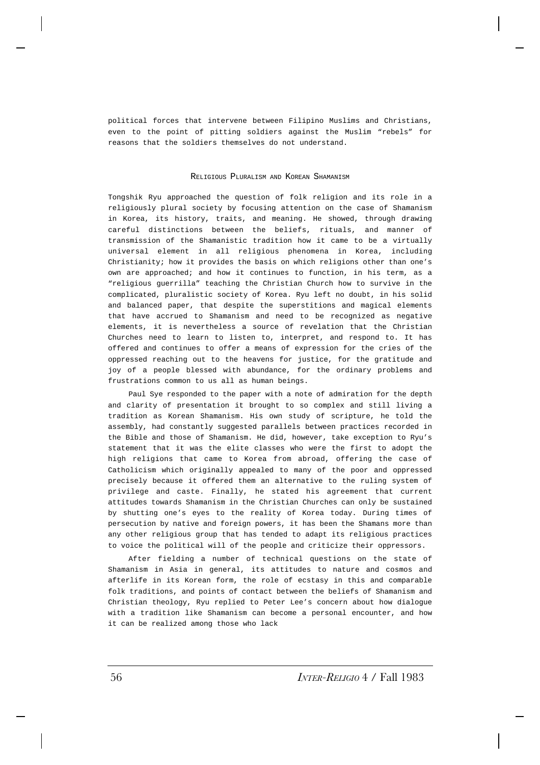political forces that intervene between Filipino Muslims and Christians, even to the point of pitting soldiers against the Muslim "rebels" for reasons that the soldiers themselves do not understand.

## Religious Pluralism and Korean Shamanism

Tongshik Ryu approached the question of folk religion and its role in a religiously plural society by focusing attention on the case of Shamanism in Korea, its history, traits, and meaning. He showed, through drawing careful distinctions between the beliefs, rituals, and manner of transmission of the Shamanistic tradition how it came to be a virtually universal element in all religious phenomena in Korea, including Christianity; how it provides the basis on which religions other than one's own are approached; and how it continues to function, in his term, as a "religious guerrilla" teaching the Christian Church how to survive in the complicated, pluralistic society of Korea. Ryu left no doubt, in his solid and balanced paper, that despite the superstitions and magical elements that have accrued to Shamanism and need to be recognized as negative elements, it is nevertheless a source of revelation that the Christian Churches need to learn to listen to, interpret, and respond to. It has offered and continues to offer a means of expression for the cries of the oppressed reaching out to the heavens for justice, for the gratitude and joy of a people blessed with abundance, for the ordinary problems and frustrations common to us all as human beings.

Paul Sye responded to the paper with a note of admiration for the depth and clarity of presentation it brought to so complex and still living a tradition as Korean Shamanism. His own study of scripture, he told the assembly, had constantly suggested parallels between practices recorded in the Bible and those of Shamanism. He did, however, take exception to Ryu's statement that it was the elite classes who were the first to adopt the high religions that came to Korea from abroad, offering the case of Catholicism which originally appealed to many of the poor and oppressed precisely because it offered them an alternative to the ruling system of privilege and caste. Finally, he stated his agreement that current attitudes towards Shamanism in the Christian Churches can only be sustained by shutting one's eyes to the reality of Korea today. During times of persecution by native and foreign powers, it has been the Shamans more than any other religious group that has tended to adapt its religious practices to voice the political will of the people and criticize their oppressors.

After fielding a number of technical questions on the state of Shamanism in Asia in general, its attitudes to nature and cosmos and afterlife in its Korean form, the role of ecstasy in this and comparable folk traditions, and points of contact between the beliefs of Shamanism and Christian theology, Ryu replied to Peter Lee's concern about how dialogue with a tradition like Shamanism can become a personal encounter, and how it can be realized among those who lack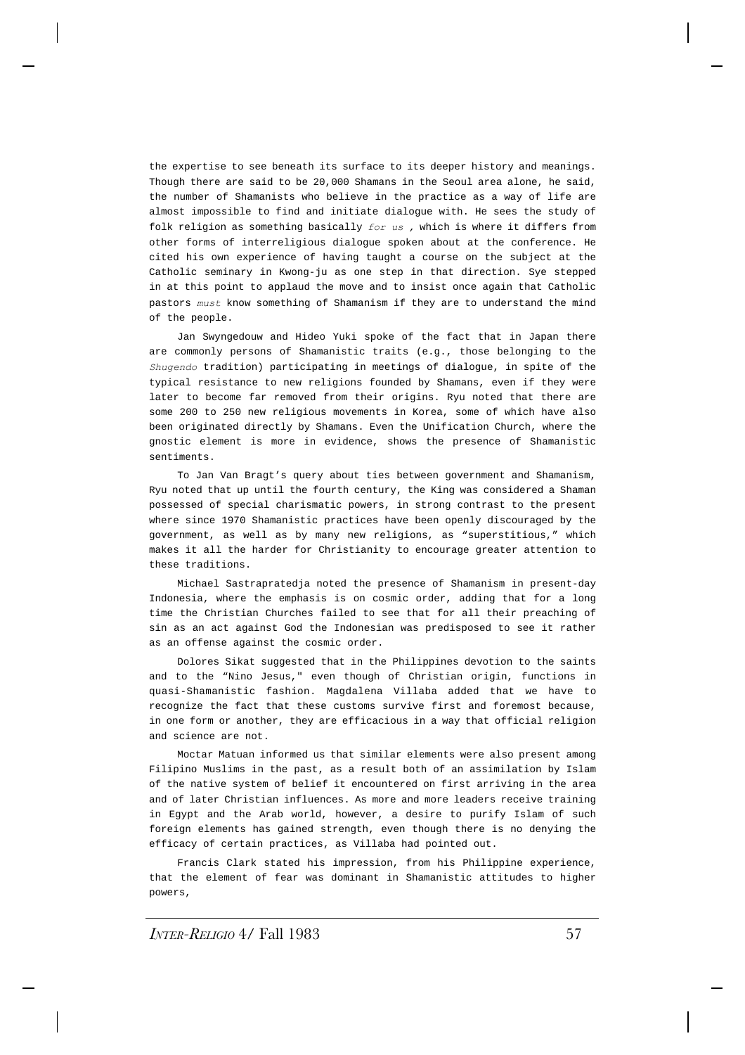the expertise to see beneath its surface to its deeper history and meanings. Though there are said to be 20,000 Shamans in the Seoul area alone, he said, the number of Shamanists who believe in the practice as a way of life are almost impossible to find and initiate dialogue with. He sees the study of folk religion as something basically *for us* , which is where it differs from other forms of interreligious dialogue spoken about at the conference. He cited his own experience of having taught a course on the subject at the Catholic seminary in Kwong-ju as one step in that direction. Sye stepped in at this point to applaud the move and to insist once again that Catholic pastors *must* know something of Shamanism if they are to understand the mind of the people.

Jan Swyngedouw and Hideo Yuki spoke of the fact that in Japan there are commonly persons of Shamanistic traits (e.g., those belonging to the *Shugendo* tradition) participating in meetings of dialogue, in spite of the typical resistance to new religions founded by Shamans, even if they were later to become far removed from their origins. Ryu noted that there are some 200 to 250 new religious movements in Korea, some of which have also been originated directly by Shamans. Even the Unification Church, where the gnostic element is more in evidence, shows the presence of Shamanistic sentiments.

To Jan Van Bragt's query about ties between government and Shamanism, Ryu noted that up until the fourth century, the King was considered a Shaman possessed of special charismatic powers, in strong contrast to the present where since 1970 Shamanistic practices have been openly discouraged by the government, as well as by many new religions, as "superstitious," which makes it all the harder for Christianity to encourage greater attention to these traditions.

Michael Sastrapratedja noted the presence of Shamanism in present-day Indonesia, where the emphasis is on cosmic order, adding that for a long time the Christian Churches failed to see that for all their preaching of sin as an act against God the Indonesian was predisposed to see it rather as an offense against the cosmic order.

Dolores Sikat suggested that in the Philippines devotion to the saints and to the "Nino Jesus," even though of Christian origin, functions in quasi-Shamanistic fashion. Magdalena Villaba added that we have to recognize the fact that these customs survive first and foremost because, in one form or another, they are efficacious in a way that official religion and science are not.

Moctar Matuan informed us that similar elements were also present among Filipino Muslims in the past, as a result both of an assimilation by Islam of the native system of belief it encountered on first arriving in the area and of later Christian influences. As more and more leaders receive training in Egypt and the Arab world, however, a desire to purify Islam of such foreign elements has gained strength, even though there is no denying the efficacy of certain practices, as Villaba had pointed out.

Francis Clark stated his impression, from his Philippine experience, that the element of fear was dominant in Shamanistic attitudes to higher powers,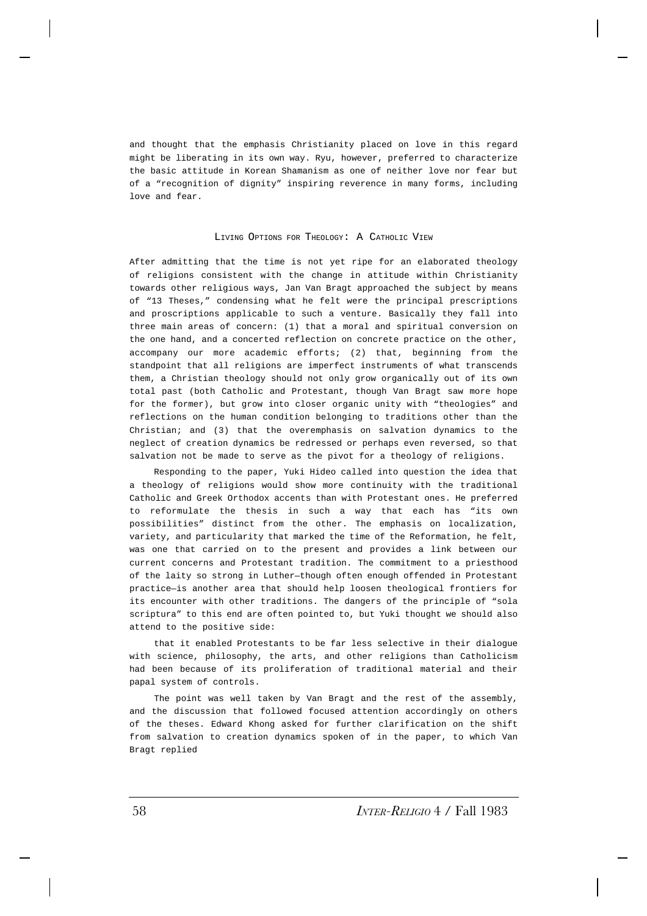and thought that the emphasis Christianity placed on love in this regard might be liberating in its own way. Ryu, however, preferred to characterize the basic attitude in Korean Shamanism as one of neither love nor fear but of a "recognition of dignity" inspiring reverence in many forms, including love and fear.

## Living Options for Theology: A Catholic View

After admitting that the time is not yet ripe for an elaborated theology of religions consistent with the change in attitude within Christianity towards other religious ways, Jan Van Bragt approached the subject by means of "13 Theses," condensing what he felt were the principal prescriptions and proscriptions applicable to such a venture. Basically they fall into three main areas of concern: (1) that a moral and spiritual conversion on the one hand, and a concerted reflection on concrete practice on the other, accompany our more academic efforts; (2) that, beginning from the standpoint that all religions are imperfect instruments of what transcends them, a Christian theology should not only grow organically out of its own total past (both Catholic and Protestant, though Van Bragt saw more hope for the former), but grow into closer organic unity with "theologies" and reflections on the human condition belonging to traditions other than the Christian; and (3) that the overemphasis on salvation dynamics to the neglect of creation dynamics be redressed or perhaps even reversed, so that salvation not be made to serve as the pivot for a theology of religions.

Responding to the paper, Yuki Hideo called into question the idea that a theology of religions would show more continuity with the traditional Catholic and Greek Orthodox accents than with Protestant ones. He preferred to reformulate the thesis in such a way that each has "its own possibilities" distinct from the other. The emphasis on localization, variety, and particularity that marked the time of the Reformation, he felt, was one that carried on to the present and provides a link between our current concerns and Protestant tradition. The commitment to a priesthood of the laity so strong in Luther—though often enough offended in Protestant practice—is another area that should help loosen theological frontiers for its encounter with other traditions. The dangers of the principle of "sola scriptura" to this end are often pointed to, but Yuki thought we should also attend to the positive side:

that it enabled Protestants to be far less selective in their dialogue with science, philosophy, the arts, and other religions than Catholicism had been because of its proliferation of traditional material and their papal system of controls.

The point was well taken by Van Bragt and the rest of the assembly, and the discussion that followed focused attention accordingly on others of the theses. Edward Khong asked for further clarification on the shift from salvation to creation dynamics spoken of in the paper, to which Van Bragt replied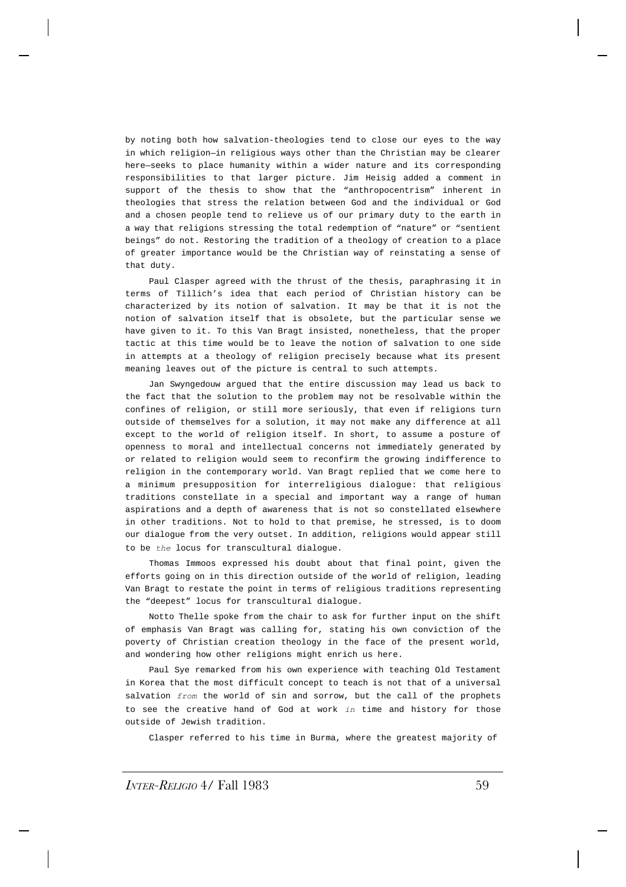by noting both how salvation-theologies tend to close our eyes to the way in which religion—in religious ways other than the Christian may be clearer here—seeks to place humanity within a wider nature and its corresponding responsibilities to that larger picture. Jim Heisig added a comment in support of the thesis to show that the “anthropocentrism” inherent in theologies that stress the relation between God and the individual or God and a chosen people tend to relieve us of our primary duty to the earth in a way that religions stressing the total redemption of “nature” or “sentient beings” do not. Restoring the tradition of a theology of creation to a place of greater importance would be the Christian way of reinstating a sense of that duty.

Paul Clasper agreed with the thrust of the thesis, paraphrasing it in terms of Tillich’s idea that each period of Christian history can be characterized by its notion of salvation. It may be that it is not the notion of salvation itself that is obsolete, but the particular sense we have given to it. To this Van Bragt insisted, nonetheless, that the proper tactic at this time would be to leave the notion of salvation to one side in attempts at a theology of religion precisely because what its present meaning leaves out of the picture is central to such attempts.

Jan Swyngedouw argued that the entire discussion may lead us back to the fact that the solution to the problem may not be resolvable within the confines of religion, or still more seriously, that even if religions turn outside of themselves for a solution, it may not make any difference at all except to the world of religion itself. In short, to assume a posture of openness to moral and intellectual concerns not immediately generated by or related to religion would seem to reconfirm the growing indifference to religion in the contemporary world. Van Bragt replied that we come here to a minimum presupposition for interreligious dialogue: that religious traditions constellate in a special and important way a range of human aspirations and a depth of awareness that is not so constellated elsewhere in other traditions. Not to hold to that premise, he stressed, is to doom our dialogue from the very outset. In addition, religions would appear still to be *the* locus for transcultural dialogue.

Thomas Immoos expressed his doubt about that final point, given the efforts going on in this direction outside of the world of religion, leading Van Bragt to restate the point in terms of religious traditions representing the “deepest” locus for transcultural dialogue.

Notto Thelle spoke from the chair to ask for further input on the shift of emphasis Van Bragt was calling for, stating his own conviction of the poverty of Christian creation theology in the face of the present world, and wondering how other religions might enrich us here.

Paul Sye remarked from his own experience with teaching Old Testament in Korea that the most difficult concept to teach is not that of a universal salvation *from* the world of sin and sorrow, but the call of the prophets to see the creative hand of God at work *in* time and history for those outside of Jewish tradition.

Clasper referred to his time in Burma, where the greatest majority of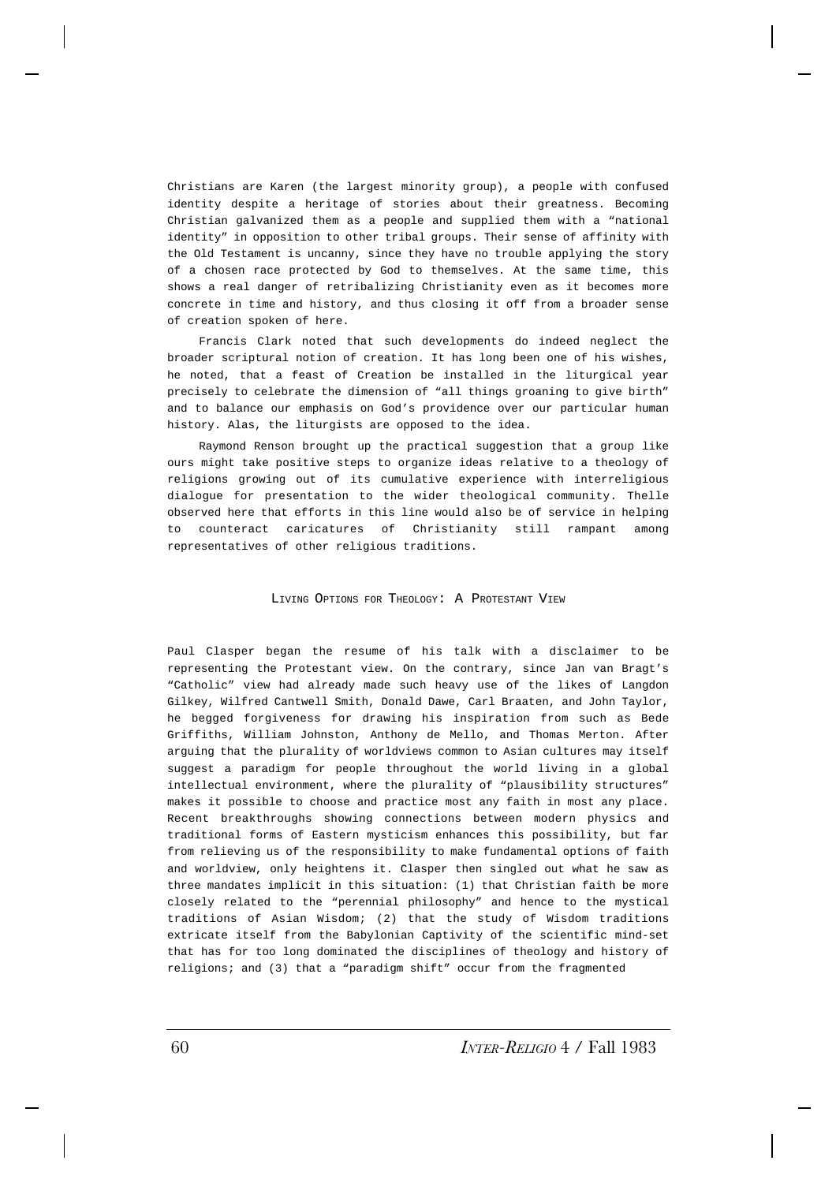Christians are Karen (the largest minority group), a people with confused identity despite a heritage of stories about their greatness. Becoming Christian galvanized them as a people and supplied them with a "national identity" in opposition to other tribal groups. Their sense of affinity with the Old Testament is uncanny, since they have no trouble applying the story of a chosen race protected by God to themselves. At the same time, this shows a real danger of retribalizing Christianity even as it becomes more concrete in time and history, and thus closing it off from a broader sense of creation spoken of here.

Francis Clark noted that such developments do indeed neglect the broader scriptural notion of creation. It has long been one of his wishes, he noted, that a feast of Creation be installed in the liturgical year precisely to celebrate the dimension of "all things groaning to give birth" and to balance our emphasis on God's providence over our particular human history. Alas, the liturgists are opposed to the idea.

Raymond Renson brought up the practical suggestion that a group like ours might take positive steps to organize ideas relative to a theology of religions growing out of its cumulative experience with interreligious dialogue for presentation to the wider theological community. Thelle observed here that efforts in this line would also be of service in helping to counteract caricatures of Christianity still rampant among representatives of other religious traditions.

## Living Options for Theology: A Protestant View

Paul Clasper began the resume of his talk with a disclaimer to be representing the Protestant view. On the contrary, since Jan van Bragt's "Catholic" view had already made such heavy use of the likes of Langdon Gilkey, Wilfred Cantwell Smith, Donald Dawe, Carl Braaten, and John Taylor, he begged forgiveness for drawing his inspiration from such as Bede Griffiths, William Johnston, Anthony de Mello, and Thomas Merton. After arguing that the plurality of worldviews common to Asian cultures may itself suggest a paradigm for people throughout the world living in a global intellectual environment, where the plurality of "plausibility structures" makes it possible to choose and practice most any faith in most any place. Recent breakthroughs showing connections between modern physics and traditional forms of Eastern mysticism enhances this possibility, but far from relieving us of the responsibility to make fundamental options of faith and worldview, only heightens it. Clasper then singled out what he saw as three mandates implicit in this situation: (1) that Christian faith be more closely related to the "perennial philosophy" and hence to the mystical traditions of Asian Wisdom; (2) that the study of Wisdom traditions extricate itself from the Babylonian Captivity of the scientific mind-set that has for too long dominated the disciplines of theology and history of religions; and (3) that a "paradigm shift" occur from the fragmented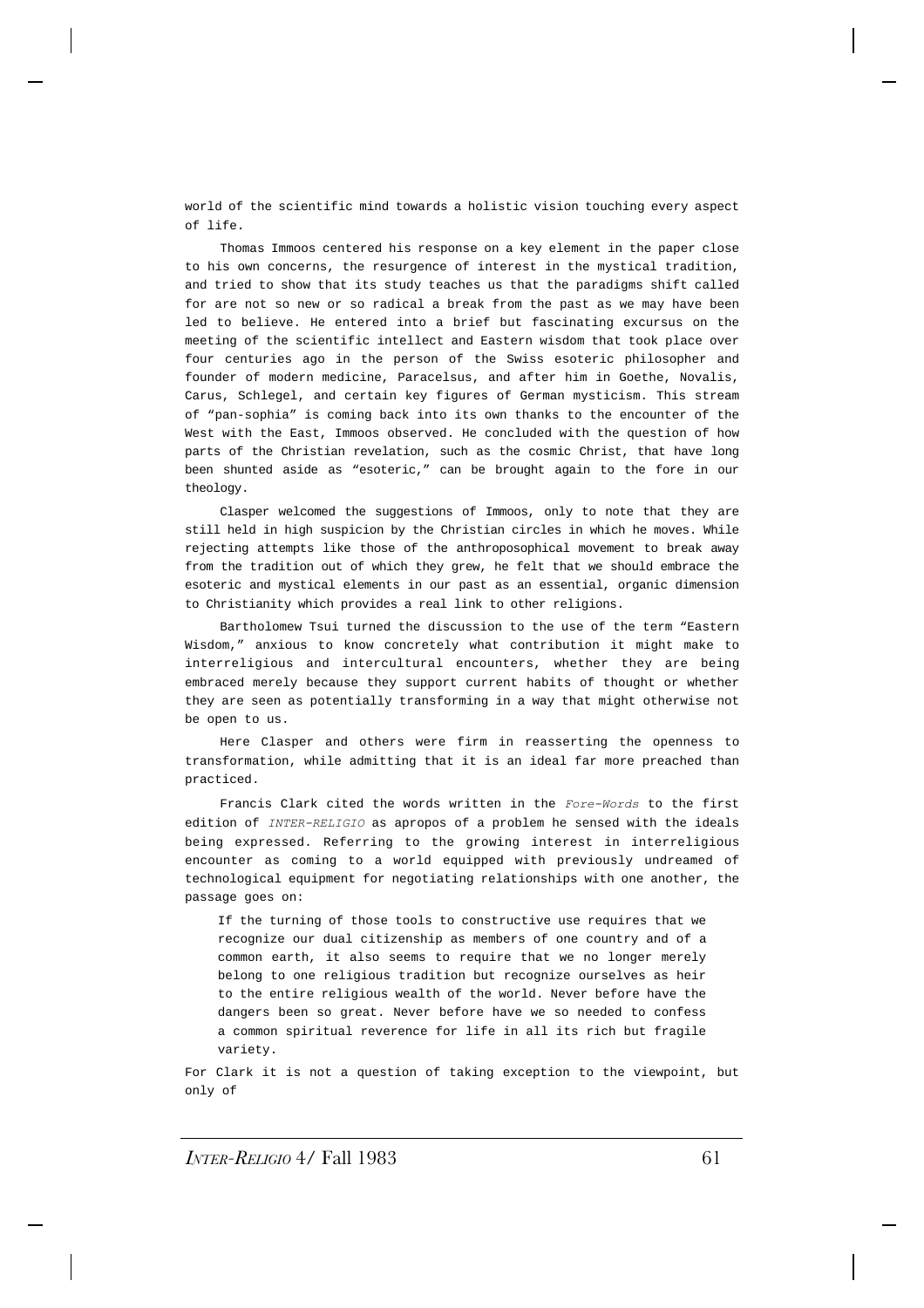world of the scientific mind towards a holistic vision touching every aspect of life.

Thomas Immoos centered his response on a key element in the paper close to his own concerns, the resurgence of interest in the mystical tradition, and tried to show that its study teaches us that the paradigms shift called for are not so new or so radical a break from the past as we may have been led to believe. He entered into a brief but fascinating excursus on the meeting of the scientific intellect and Eastern wisdom that took place over four centuries ago in the person of the Swiss esoteric philosopher and founder of modern medicine, Paracelsus, and after him in Goethe, Novalis, Carus, Schlegel, and certain key figures of German mysticism. This stream of "pan-sophia" is coming back into its own thanks to the encounter of the West with the East, Immoos observed. He concluded with the question of how parts of the Christian revelation, such as the cosmic Christ, that have long been shunted aside as "esoteric," can be brought again to the fore in our theology.

Clasper welcomed the suggestions of Immoos, only to note that they are still held in high suspicion by the Christian circles in which he moves. While rejecting attempts like those of the anthroposophical movement to break away from the tradition out of which they grew, he felt that we should embrace the esoteric and mystical elements in our past as an essential, organic dimension to Christianity which provides a real link to other religions.

Bartholomew Tsui turned the discussion to the use of the term "Eastern Wisdom," anxious to know concretely what contribution it might make to interreligious and intercultural encounters, whether they are being embraced merely because they support current habits of thought or whether they are seen as potentially transforming in a way that might otherwise not be open to us.

Here Clasper and others were firm in reasserting the openness to transformation, while admitting that it is an ideal far more preached than practiced.

Francis Clark cited the words written in the *Fore-Words* to the first edition of *INTER-RELIGIO* as apropos of a problem he sensed with the ideals being expressed. Referring to the growing interest in interreligious encounter as coming to a world equipped with previously undreamed of technological equipment for negotiating relationships with one another, the passage goes on:

> If the turning of those tools to constructive use requires that we recognize our dual citizenship as members of one country and of a common earth, it also seems to require that we no longer merely belong to one religious tradition but recognize ourselves as heir to the entire religious wealth of the world. Never before have the dangers been so great. Never before have we so needed to confess a common spiritual reverence for life in all its rich but fragile variety.

For Clark it is not a question of taking exception to the viewpoint, but only of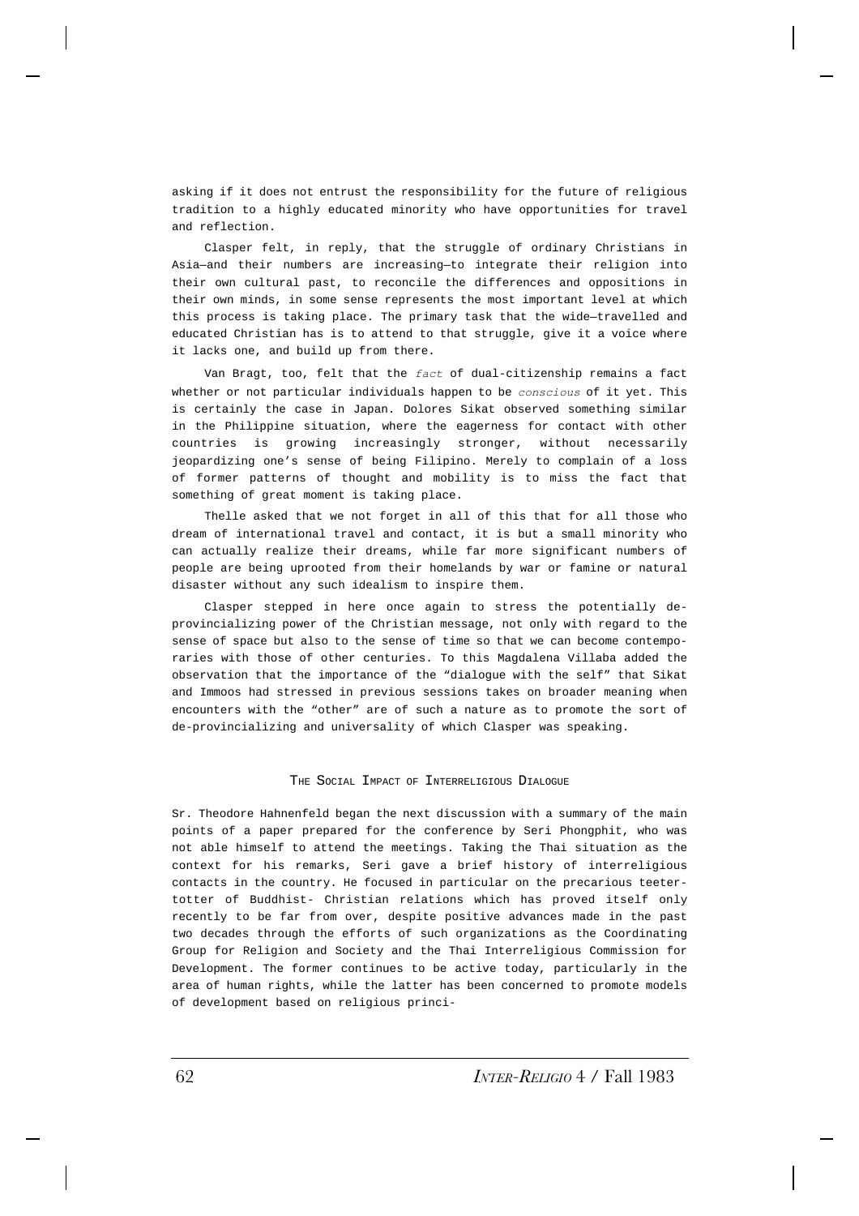asking if it does not entrust the responsibility for the future of religious tradition to a highly educated minority who have opportunities for travel and reflection.

Clasper felt, in reply, that the struggle of ordinary Christians in Asia—and their numbers are increasing—to integrate their religion into their own cultural past, to reconcile the differences and oppositions in their own minds, in some sense represents the most important level at which this process is taking place. The primary task that the wide—travelled and educated Christian has is to attend to that struggle, give it a voice where it lacks one, and build up from there.

Van Bragt, too, felt that the *fact* of dual-citizenship remains a fact whether or not particular individuals happen to be *conscious* of it yet. This is certainly the case in Japan. Dolores Sikat observed something similar in the Philippine situation, where the eagerness for contact with other countries is growing increasingly stronger, without necessarily jeopardizing one's sense of being Filipino. Merely to complain of a loss of former patterns of thought and mobility is to miss the fact that something of great moment is taking place.

Thelle asked that we not forget in all of this that for all those who dream of international travel and contact, it is but a small minority who can actually realize their dreams, while far more significant numbers of people are being uprooted from their homelands by war or famine or natural disaster without any such idealism to inspire them.

Clasper stepped in here once again to stress the potentially de-provincializing power of the Christian message, not only with regard to the sense of space but also to the sense of time so that we can become contemporaries with those of other centuries. To this Magdalena Villaba added the observation that the importance of the "dialogue with the self" that Sikat and Immoos had stressed in previous sessions takes on broader meaning when encounters with the "other" are of such a nature as to promote the sort of de-provincializing and universality of which Clasper was speaking.

## The Social Impact of Interreligious Dialogue

Sr. Theodore Hahnenfeld began the next discussion with a summary of the main points of a paper prepared for the conference by Seri Phongphit, who was not able himself to attend the meetings. Taking the Thai situation as the context for his remarks, Seri gave a brief history of interreligious contacts in the country. He focused in particular on the precarious teeter-totter of Buddhist- Christian relations which has proved itself only recently to be far from over, despite positive advances made in the past two decades through the efforts of such organizations as the Coordinating Group for Religion and Society and the Thai Interreligious Commission for Development. The former continues to be active today, particularly in the area of human rights, while the latter has been concerned to promote models of development based on religious princi-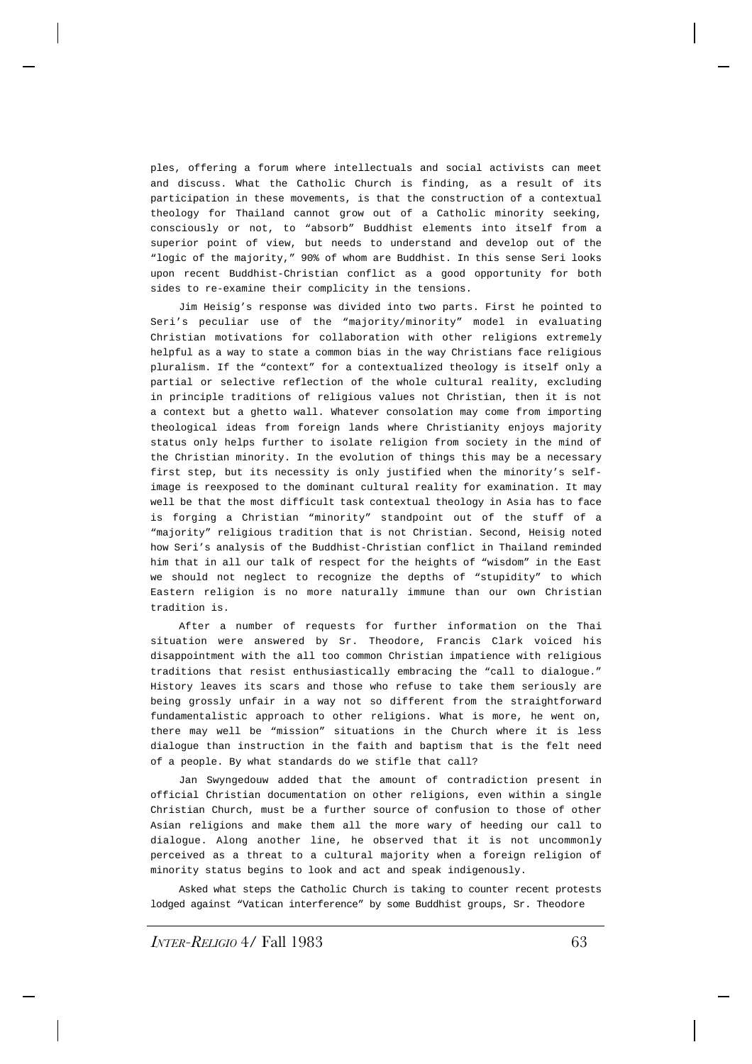ples, offering a forum where intellectuals and social activists can meet and discuss. What the Catholic Church is finding, as a result of its participation in these movements, is that the construction of a contextual theology for Thailand cannot grow out of a Catholic minority seeking, consciously or not, to "absorb" Buddhist elements into itself from a superior point of view, but needs to understand and develop out of the "logic of the majority," 90% of whom are Buddhist. In this sense Seri looks upon recent Buddhist-Christian conflict as a good opportunity for both sides to re-examine their complicity in the tensions.

Jim Heisig's response was divided into two parts. First he pointed to Seri's peculiar use of the "majority/minority" model in evaluating Christian motivations for collaboration with other religions extremely helpful as a way to state a common bias in the way Christians face religious pluralism. If the "context" for a contextualized theology is itself only a partial or selective reflection of the whole cultural reality, excluding in principle traditions of religious values not Christian, then it is not a context but a ghetto wall. Whatever consolation may come from importing theological ideas from foreign lands where Christianity enjoys majority status only helps further to isolate religion from society in the mind of the Christian minority. In the evolution of things this may be a necessary first step, but its necessity is only justified when the minority's self-image is reexposed to the dominant cultural reality for examination. It may well be that the most difficult task contextual theology in Asia has to face is forging a Christian "minority" standpoint out of the stuff of a "majority" religious tradition that is not Christian. Second, Heisig noted how Seri's analysis of the Buddhist-Christian conflict in Thailand reminded him that in all our talk of respect for the heights of "wisdom" in the East we should not neglect to recognize the depths of "stupidity" to which Eastern religion is no more naturally immune than our own Christian tradition is.

After a number of requests for further information on the Thai situation were answered by Sr. Theodore, Francis Clark voiced his disappointment with the all too common Christian impatience with religious traditions that resist enthusiastically embracing the "call to dialogue." History leaves its scars and those who refuse to take them seriously are being grossly unfair in a way not so different from the straightforward fundamentalistic approach to other religions. What is more, he went on, there may well be "mission" situations in the Church where it is less dialogue than instruction in the faith and baptism that is the felt need of a people. By what standards do we stifle that call?

Jan Swyngedouw added that the amount of contradiction present in official Christian documentation on other religions, even within a single Christian Church, must be a further source of confusion to those of other Asian religions and make them all the more wary of heeding our call to dialogue. Along another line, he observed that it is not uncommonly perceived as a threat to a cultural majority when a foreign religion of minority status begins to look and act and speak indigenously.

Asked what steps the Catholic Church is taking to counter recent protests lodged against "Vatican interference" by some Buddhist groups, Sr. Theodore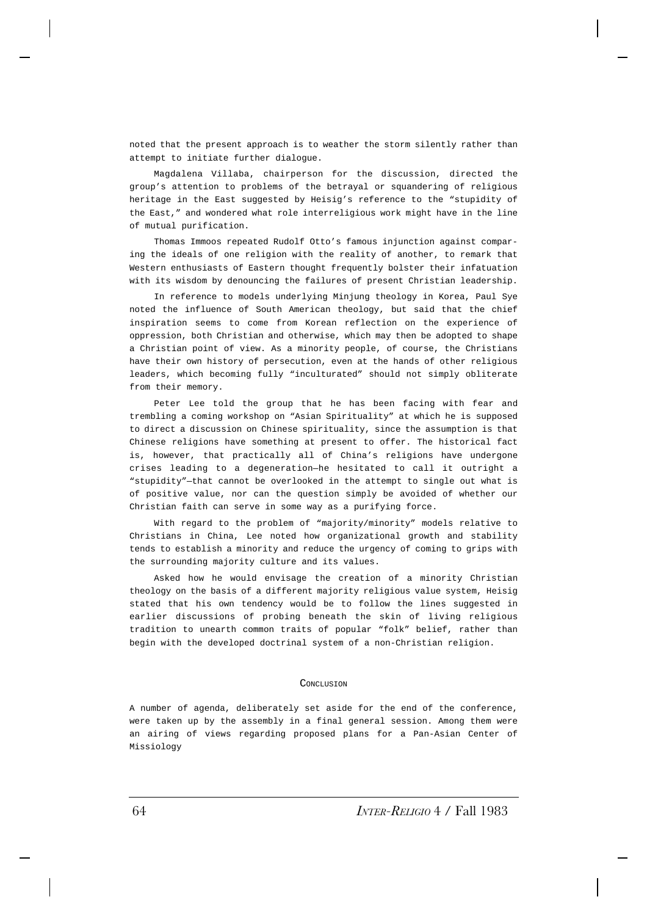noted that the present approach is to weather the storm silently rather than attempt to initiate further dialogue.

Magdalena Villaba, chairperson for the discussion, directed the group's attention to problems of the betrayal or squandering of religious heritage in the East suggested by Heisig's reference to the "stupidity of the East," and wondered what role interreligious work might have in the line of mutual purification.

Thomas Immoos repeated Rudolf Otto's famous injunction against comparing the ideals of one religion with the reality of another, to remark that Western enthusiasts of Eastern thought frequently bolster their infatuation with its wisdom by denouncing the failures of present Christian leadership.

In reference to models underlying Minjung theology in Korea, Paul Sye noted the influence of South American theology, but said that the chief inspiration seems to come from Korean reflection on the experience of oppression, both Christian and otherwise, which may then be adopted to shape a Christian point of view. As a minority people, of course, the Christians have their own history of persecution, even at the hands of other religious leaders, which becoming fully "inculturated" should not simply obliterate from their memory.

Peter Lee told the group that he has been facing with fear and trembling a coming workshop on "Asian Spirituality" at which he is supposed to direct a discussion on Chinese spirituality, since the assumption is that Chinese religions have something at present to offer. The historical fact is, however, that practically all of China's religions have undergone crises leading to a degeneration—he hesitated to call it outright a "stupidity"—that cannot be overlooked in the attempt to single out what is of positive value, nor can the question simply be avoided of whether our Christian faith can serve in some way as a purifying force.

With regard to the problem of "majority/minority" models relative to Christians in China, Lee noted how organizational growth and stability tends to establish a minority and reduce the urgency of coming to grips with the surrounding majority culture and its values.

Asked how he would envisage the creation of a minority Christian theology on the basis of a different majority religious value system, Heisig stated that his own tendency would be to follow the lines suggested in earlier discussions of probing beneath the skin of living religious tradition to unearth common traits of popular "folk" belief, rather than begin with the developed doctrinal system of a non-Christian religion.

## Conclusion

A number of agenda, deliberately set aside for the end of the conference, were taken up by the assembly in a final general session. Among them were an airing of views regarding proposed plans for a Pan-Asian Center of Missiology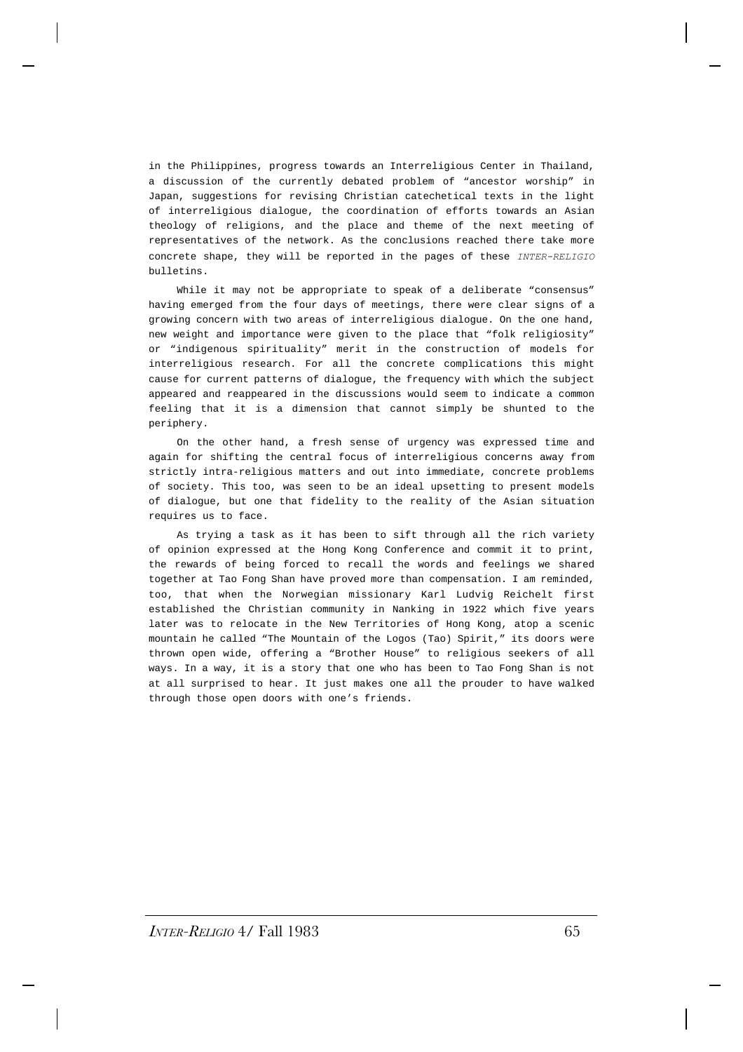in the Philippines, progress towards an Interreligious Center in Thailand, a discussion of the currently debated problem of "ancestor worship" in Japan, suggestions for revising Christian catechetical texts in the light of interreligious dialogue, the coordination of efforts towards an Asian theology of religions, and the place and theme of the next meeting of representatives of the network. As the conclusions reached there take more concrete shape, they will be reported in the pages of these *INTER-RELIGIO* bulletins.

While it may not be appropriate to speak of a deliberate "consensus" having emerged from the four days of meetings, there were clear signs of a growing concern with two areas of interreligious dialogue. On the one hand, new weight and importance were given to the place that "folk religiosity" or "indigenous spirituality" merit in the construction of models for interreligious research. For all the concrete complications this might cause for current patterns of dialogue, the frequency with which the subject appeared and reappeared in the discussions would seem to indicate a common feeling that it is a dimension that cannot simply be shunted to the periphery.

On the other hand, a fresh sense of urgency was expressed time and again for shifting the central focus of interreligious concerns away from strictly intra-religious matters and out into immediate, concrete problems of society. This too, was seen to be an ideal upsetting to present models of dialogue, but one that fidelity to the reality of the Asian situation requires us to face.

As trying a task as it has been to sift through all the rich variety of opinion expressed at the Hong Kong Conference and commit it to print, the rewards of being forced to recall the words and feelings we shared together at Tao Fong Shan have proved more than compensation. I am reminded, too, that when the Norwegian missionary Karl Ludvig Reichelt first established the Christian community in Nanking in 1922 which five years later was to relocate in the New Territories of Hong Kong, atop a scenic mountain he called "The Mountain of the Logos (Tao) Spirit," its doors were thrown open wide, offering a "Brother House" to religious seekers of all ways. In a way, it is a story that one who has been to Tao Fong Shan is not at all surprised to hear. It just makes one all the prouder to have walked through those open doors with one's friends.